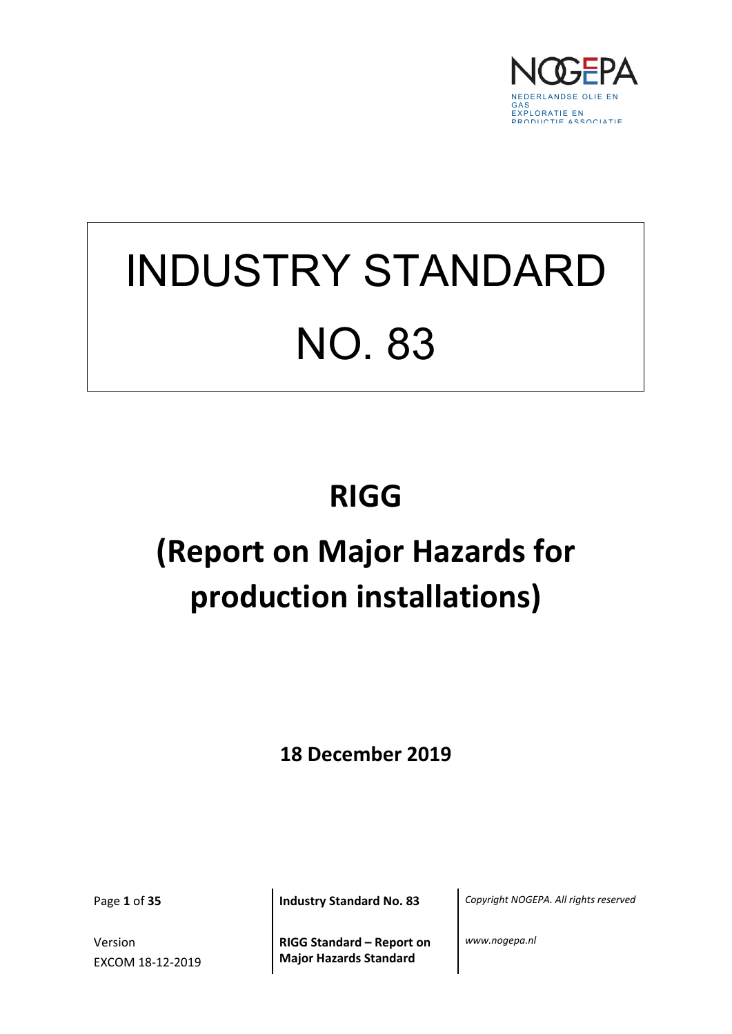NOGEPA

NEDERLANDSE OLIE EN GAS EXPLORATIE EN PRODUCTIE ASSOCIATIE

# INDUSTRY STANDARD NO. 83

# RIGG

# (Report on Major Hazards for production installations)

**18 December 2019**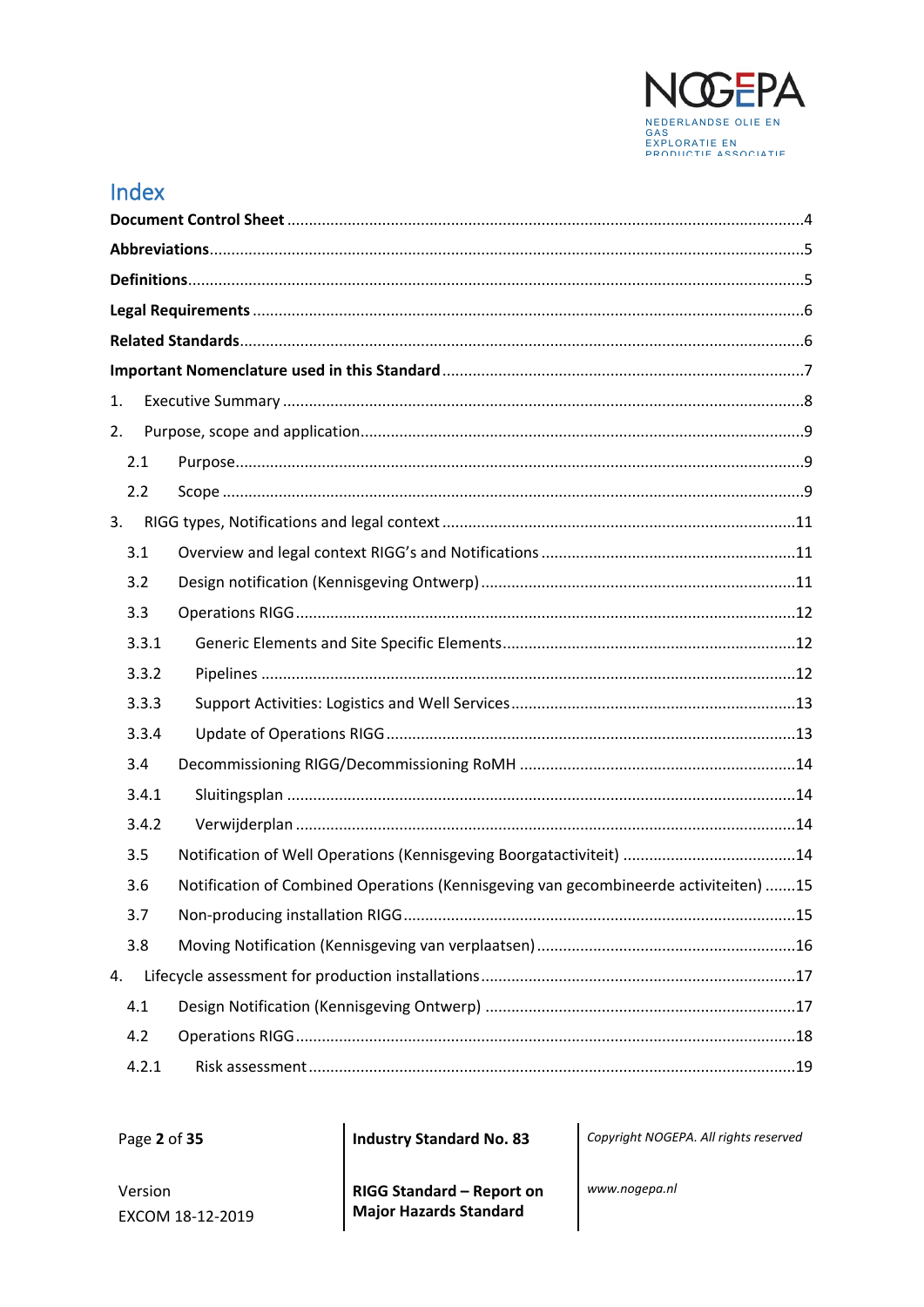# Index

**Document Control Sheet** ....................................................................................................4

**Abbreviations**.......................................................................................................................5

**Definitions**...........................................................................................................................5

**Legal Requirements** ..............................................................................................................6

**Related Standards**.................................................................................................................6

**Important Nomenclature used in this Standard** ....................................................................7

1. Executive Summary .......................................................................................................8
2. Purpose, scope and application......................................................................................9
   - 2.1 Purpose..................................................................................................................9
   - 2.2 Scope .....................................................................................................................9
3. RIGG types, Notifications and legal context .................................................................11
   - 3.1 Overview and legal context RIGG's and Notifications ...........................................11
   - 3.2 Design notification (Kennisgeving Ontwerp) .........................................................11
   - 3.3 Operations RIGG ..................................................................................................12
     - 3.3.1 Generic Elements and Site Specific Elements....................................................12
     - 3.3.2 Pipelines ..........................................................................................................12
     - 3.3.3 Support Activities: Logistics and Well Services..................................................13
     - 3.3.4 Update of Operations RIGG ..............................................................................13
   - 3.4 Decommissioning RIGG/Decommissioning RoMH ................................................14
     - 3.4.1 Sluitingsplan .....................................................................................................14
     - 3.4.2 Verwijderplan ...................................................................................................14
   - 3.5 Notification of Well Operations (Kennisgeving Boorgatactiviteit) ........................14
   - 3.6 Notification of Combined Operations (Kennisgeving van gecombineerde activiteiten) .......15
   - 3.7 Non-producing installation RIGG..........................................................................15
   - 3.8 Moving Notification (Kennisgeving van verplaatsen)............................................16
4. Lifecycle assessment for production installations.........................................................17
   - 4.1 Design Notification (Kennisgeving Ontwerp) ........................................................17
   - 4.2 Operations RIGG ..................................................................................................18
     - 4.2.1 Risk assessment................................................................................................19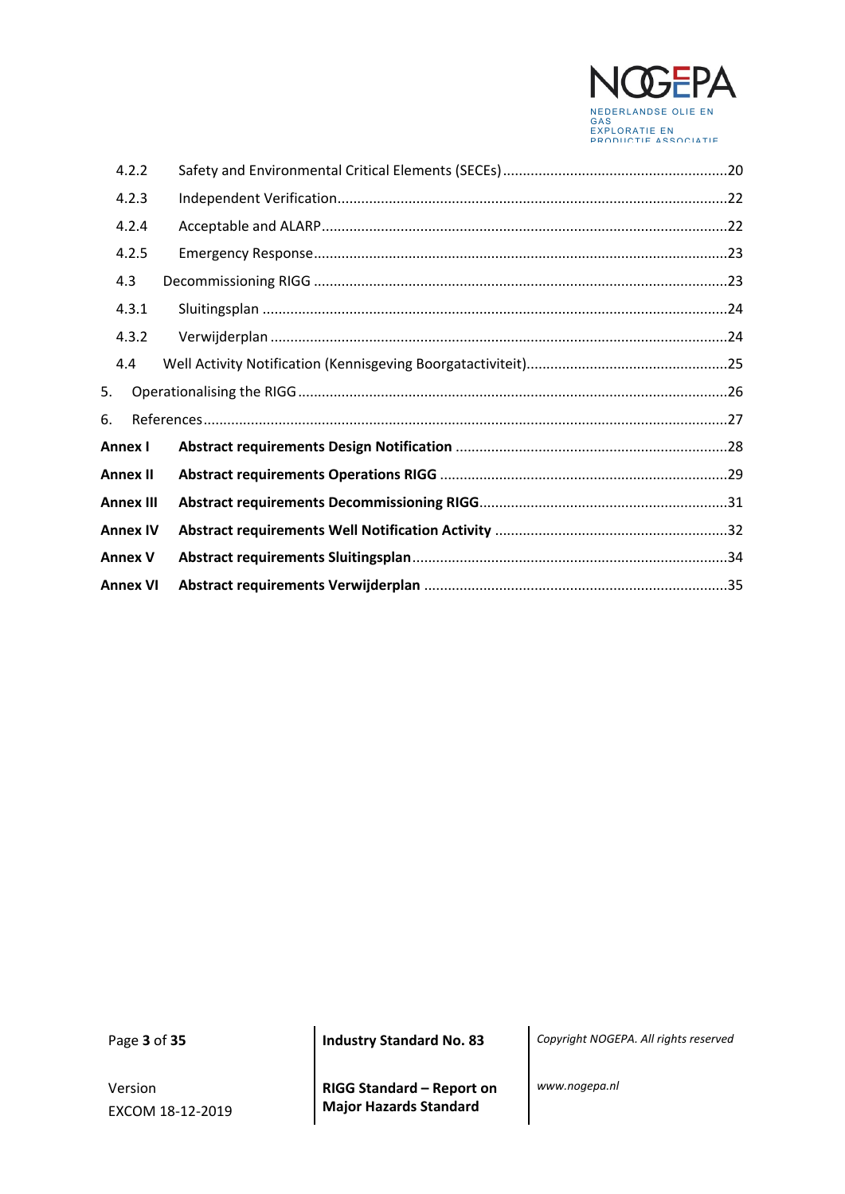| | | |
|---|---|---|
| 4.2.2 | Safety and Environmental Critical Elements (SECEs) | 20 |
| 4.2.3 | Independent Verification | 22 |
| 4.2.4 | Acceptable and ALARP | 22 |
| 4.2.5 | Emergency Response | 23 |
| 4.3 | Decommissioning RIGG | 23 |
| 4.3.1 | Sluitingsplan | 24 |
| 4.3.2 | Verwijderplan | 24 |
| 4.4 | Well Activity Notification (Kennisgeving Boorgatactiviteit) | 25 |
| 5. | Operationalising the RIGG | 26 |
| 6. | References | 27 |
| **Annex I** | **Abstract requirements Design Notification** | 28 |
| **Annex II** | **Abstract requirements Operations RIGG** | 29 |
| **Annex III** | **Abstract requirements Decommissioning RIGG** | 31 |
| **Annex IV** | **Abstract requirements Well Notification Activity** | 32 |
| **Annex V** | **Abstract requirements Sluitingsplan** | 34 |
| **Annex VI** | **Abstract requirements Verwijderplan** | 35 |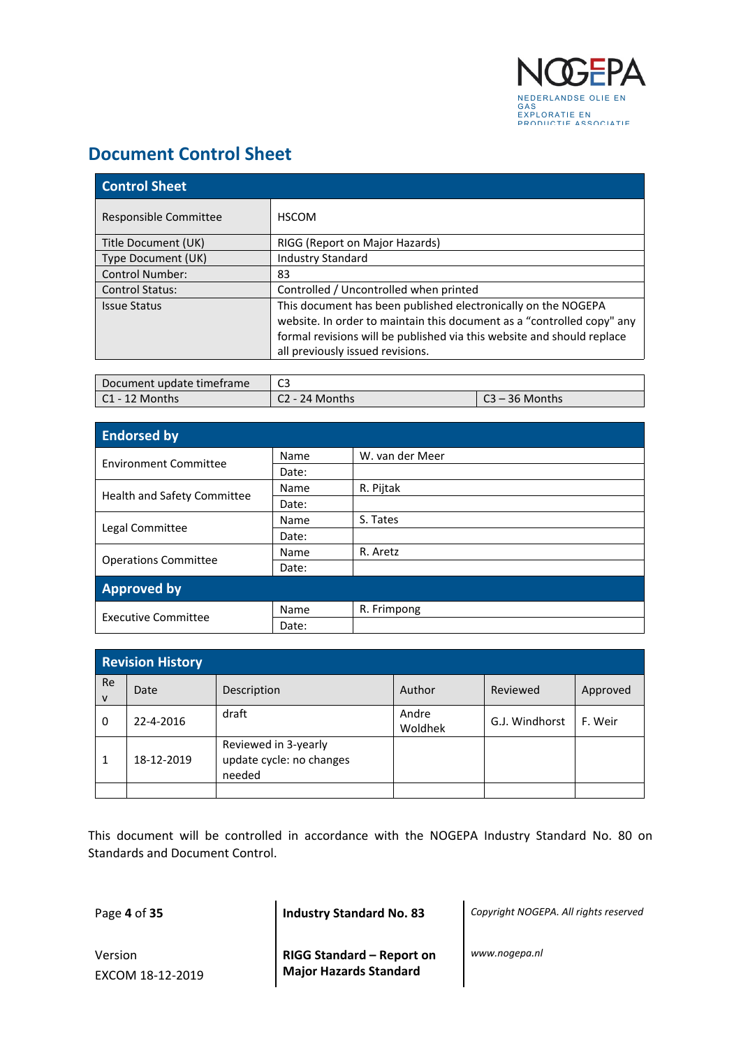# Document Control Sheet

| Control Sheet | |
|---|---|
| Responsible Committee | HSCOM |
| Title Document (UK) | RIGG (Report on Major Hazards) |
| Type Document (UK) | Industry Standard |
| Control Number: | 83 |
| Control Status: | Controlled / Uncontrolled when printed |
| Issue Status | This document has been published electronically on the NOGEPA website. In order to maintain this document as a "controlled copy" any formal revisions will be published via this website and should replace all previously issued revisions. |

| Document update timeframe | C3 | |
|---|---|---|
| C1 - 12 Months | C2 - 24 Months | C3 – 36 Months |

| Endorsed by | | |
|---|---|---|
| Environment Committee | Name | W. van der Meer |
| | Date: | |
| Health and Safety Committee | Name | R. Pijtak |
| | Date: | |
| Legal Committee | Name | S. Tates |
| | Date: | |
| Operations Committee | Name | R. Aretz |
| | Date: | |
| **Approved by** | | |
| Executive Committee | Name | R. Frimpong |
| | Date: | |

| Revision History | | | | | |
|---|---|---|---|---|---|
| Rev | Date | Description | Author | Reviewed | Approved |
| 0 | 22-4-2016 | draft | Andre Woldhek | G.J. Windhorst | F. Weir |
| 1 | 18-12-2019 | Reviewed in 3-yearly update cycle: no changes needed | | | |
| | | | | | |

This document will be controlled in accordance with the NOGEPA Industry Standard No. 80 on Standards and Document Control.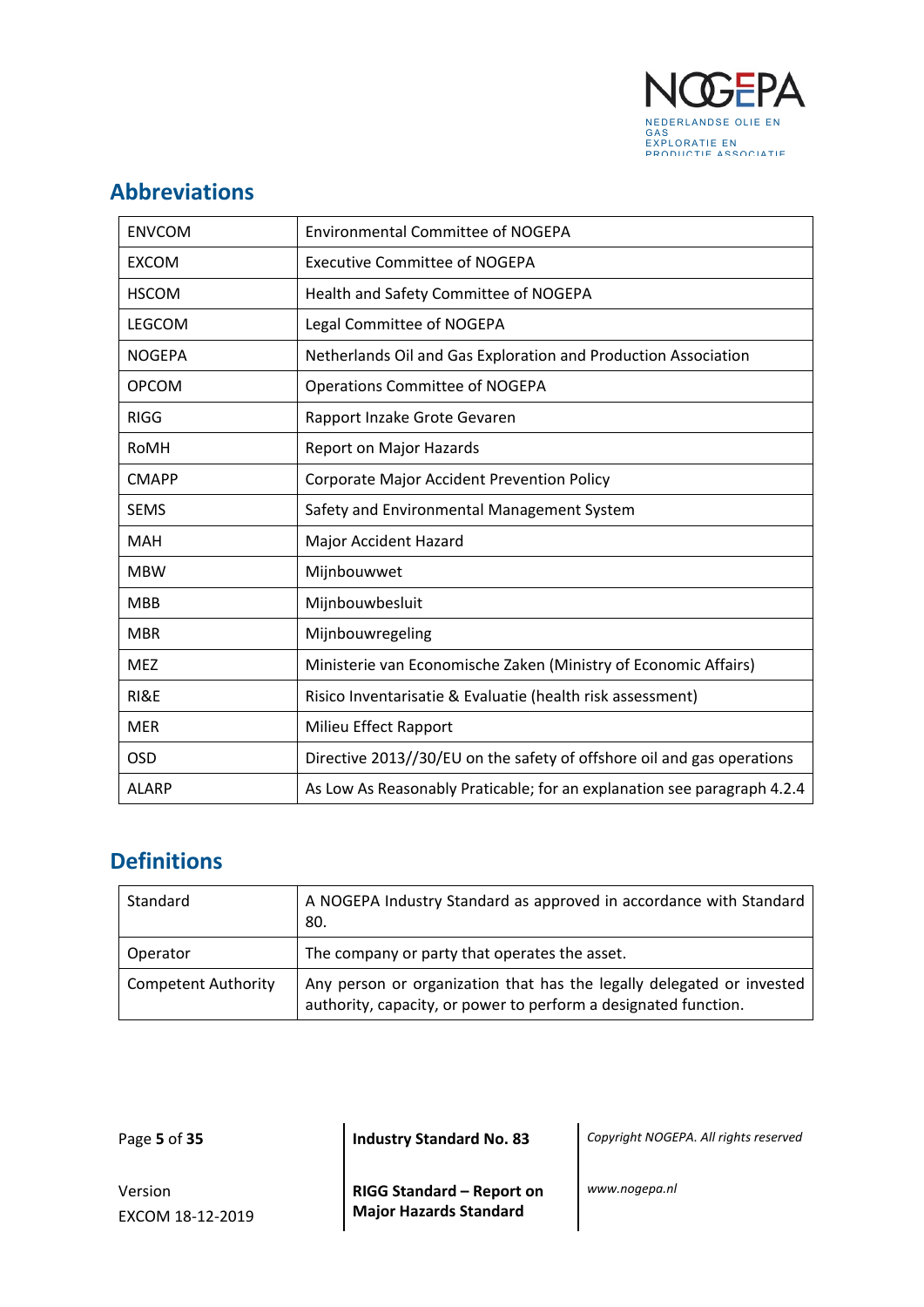## Abbreviations

| ENVCOM | Environmental Committee of NOGEPA |
|---|---|
| EXCOM | Executive Committee of NOGEPA |
| HSCOM | Health and Safety Committee of NOGEPA |
| LEGCOM | Legal Committee of NOGEPA |
| NOGEPA | Netherlands Oil and Gas Exploration and Production Association |
| OPCOM | Operations Committee of NOGEPA |
| RIGG | Rapport Inzake Grote Gevaren |
| RoMH | Report on Major Hazards |
| CMAPP | Corporate Major Accident Prevention Policy |
| SEMS | Safety and Environmental Management System |
| MAH | Major Accident Hazard |
| MBW | Mijnbouwwet |
| MBB | Mijnbouwbesluit |
| MBR | Mijnbouwregeling |
| MEZ | Ministerie van Economische Zaken (Ministry of Economic Affairs) |
| RI&E | Risico Inventarisatie & Evaluatie (health risk assessment) |
| MER | Milieu Effect Rapport |
| OSD | Directive 2013//30/EU on the safety of offshore oil and gas operations |
| ALARP | As Low As Reasonably Praticable; for an explanation see paragraph 4.2.4 |

## Definitions

| Standard | A NOGEPA Industry Standard as approved in accordance with Standard 80. |
|---|---|
| Operator | The company or party that operates the asset. |
| Competent Authority | Any person or organization that has the legally delegated or invested authority, capacity, or power to perform a designated function. |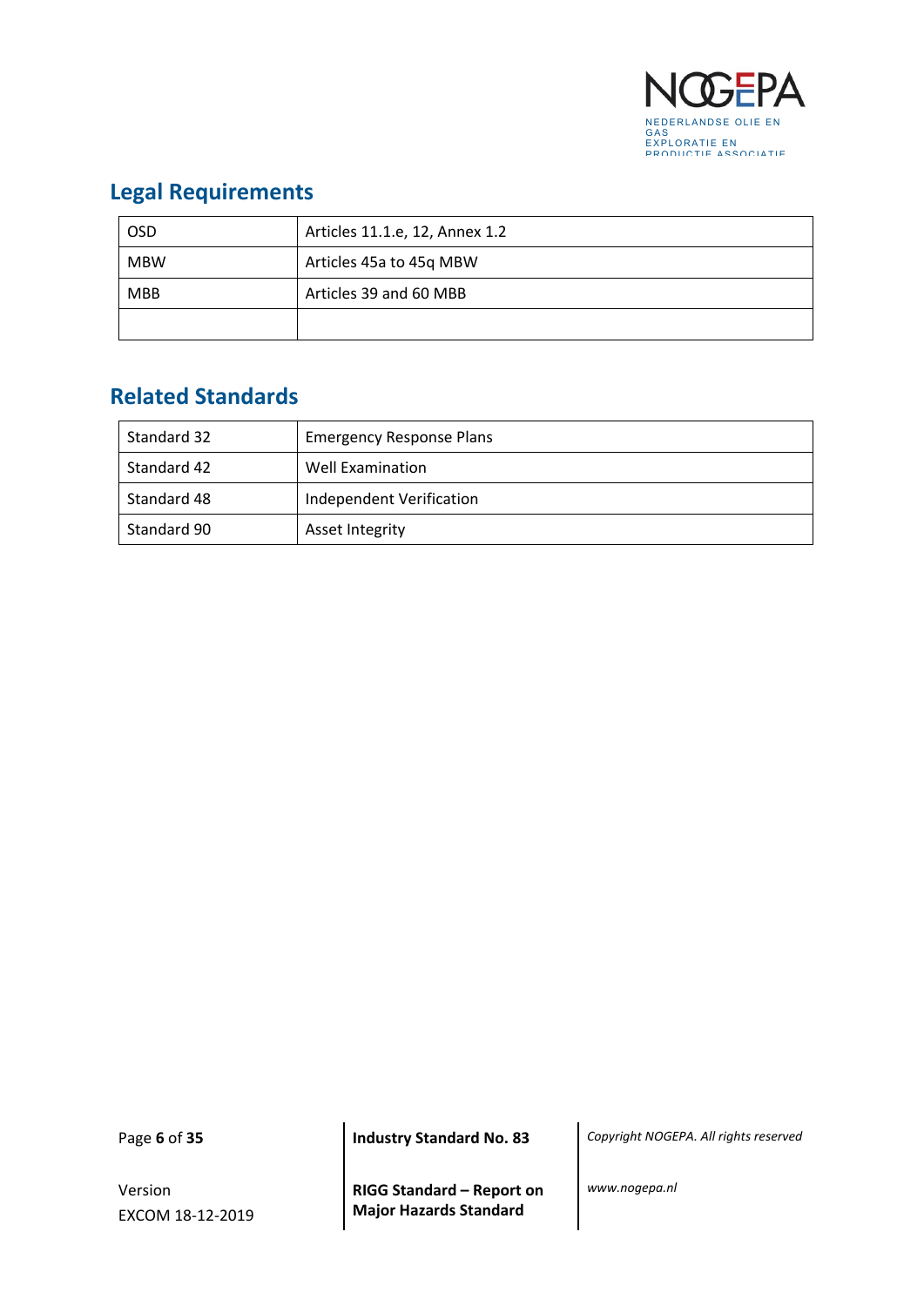## Legal Requirements

| OSD | Articles 11.1.e, 12, Annex 1.2 |
|---|---|
| MBW | Articles 45a to 45q MBW |
| MBB | Articles 39 and 60 MBB |
| | |

## Related Standards

| Standard 32 | Emergency Response Plans |
|---|---|
| Standard 42 | Well Examination |
| Standard 48 | Independent Verification |
| Standard 90 | Asset Integrity |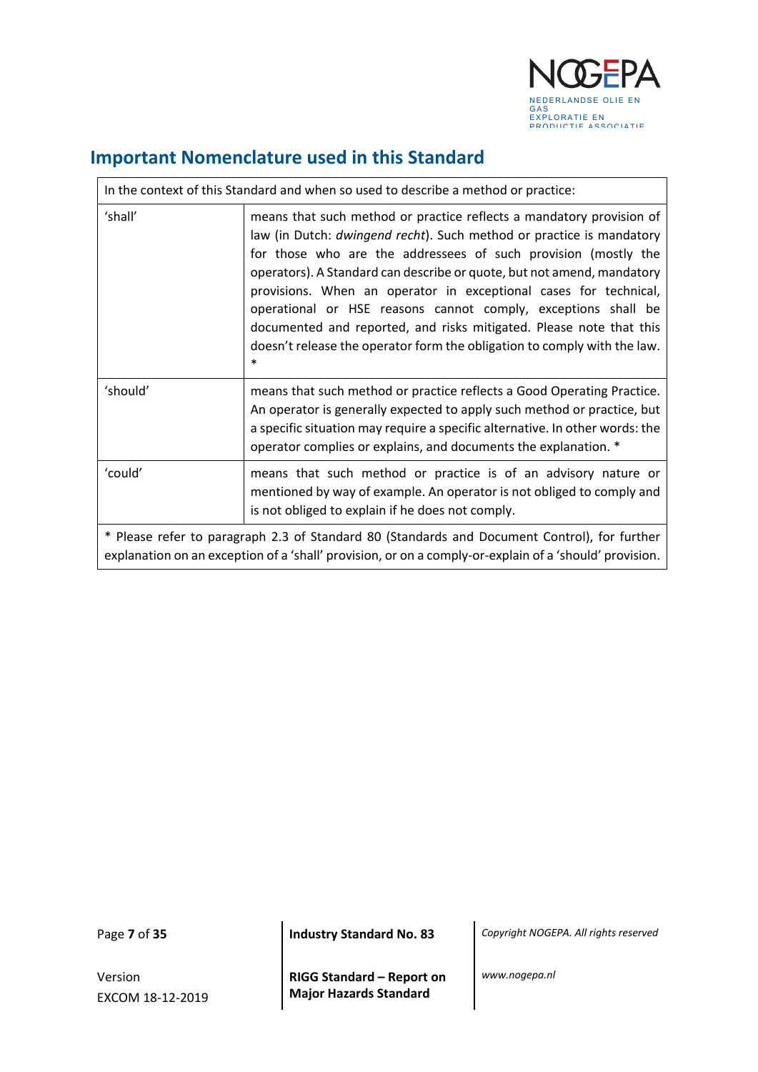## Important Nomenclature used in this Standard

| In the context of this Standard and when so used to describe a method or practice: | |
|---|---|
| 'shall' | means that such method or practice reflects a mandatory provision of law (in Dutch: *dwingend recht*). Such method or practice is mandatory for those who are the addressees of such provision (mostly the operators). A Standard can describe or quote, but not amend, mandatory provisions. When an operator in exceptional cases for technical, operational or HSE reasons cannot comply, exceptions shall be documented and reported, and risks mitigated. Please note that this doesn't release the operator form the obligation to comply with the law. * |
| 'should' | means that such method or practice reflects a Good Operating Practice. An operator is generally expected to apply such method or practice, but a specific situation may require a specific alternative. In other words: the operator complies or explains, and documents the explanation. * |
| 'could' | means that such method or practice is of an advisory nature or mentioned by way of example. An operator is not obliged to comply and is not obliged to explain if he does not comply. |
| * Please refer to paragraph 2.3 of Standard 80 (Standards and Document Control), for further explanation on an exception of a 'shall' provision, or on a comply-or-explain of a 'should' provision. | |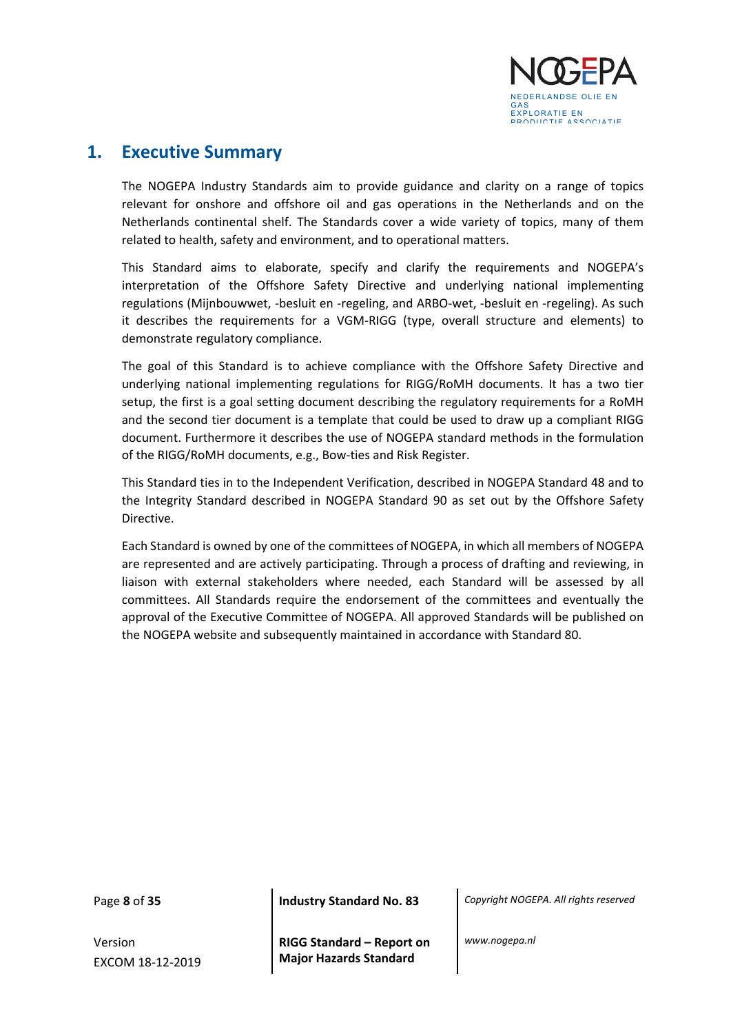# 1. Executive Summary

The NOGEPA Industry Standards aim to provide guidance and clarity on a range of topics relevant for onshore and offshore oil and gas operations in the Netherlands and on the Netherlands continental shelf. The Standards cover a wide variety of topics, many of them related to health, safety and environment, and to operational matters.

This Standard aims to elaborate, specify and clarify the requirements and NOGEPA's interpretation of the Offshore Safety Directive and underlying national implementing regulations (Mijnbouwwet, -besluit en -regeling, and ARBO-wet, -besluit en -regeling). As such it describes the requirements for a VGM-RIGG (type, overall structure and elements) to demonstrate regulatory compliance.

The goal of this Standard is to achieve compliance with the Offshore Safety Directive and underlying national implementing regulations for RIGG/RoMH documents. It has a two tier setup, the first is a goal setting document describing the regulatory requirements for a RoMH and the second tier document is a template that could be used to draw up a compliant RIGG document. Furthermore it describes the use of NOGEPA standard methods in the formulation of the RIGG/RoMH documents, e.g., Bow-ties and Risk Register.

This Standard ties in to the Independent Verification, described in NOGEPA Standard 48 and to the Integrity Standard described in NOGEPA Standard 90 as set out by the Offshore Safety Directive.

Each Standard is owned by one of the committees of NOGEPA, in which all members of NOGEPA are represented and are actively participating. Through a process of drafting and reviewing, in liaison with external stakeholders where needed, each Standard will be assessed by all committees. All Standards require the endorsement of the committees and eventually the approval of the Executive Committee of NOGEPA. All approved Standards will be published on the NOGEPA website and subsequently maintained in accordance with Standard 80.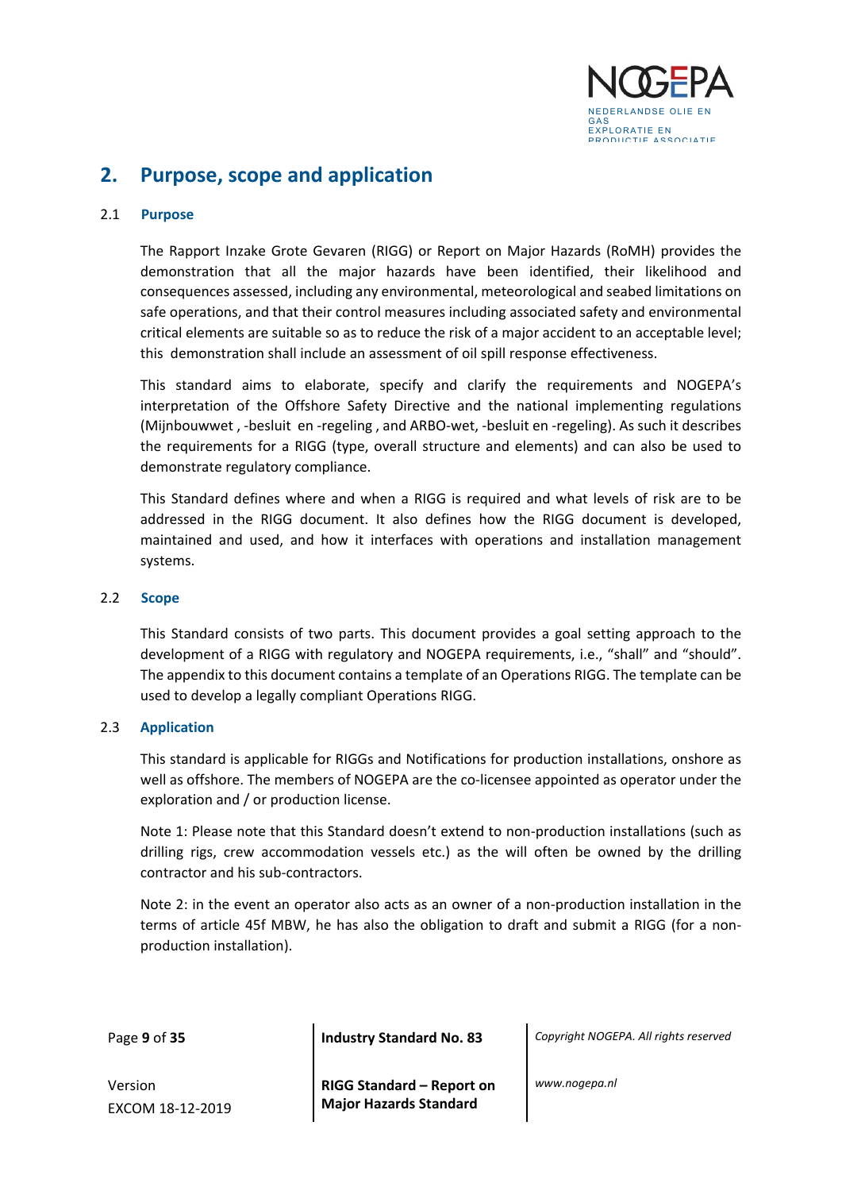# 2. Purpose, scope and application

## 2.1 Purpose

The Rapport Inzake Grote Gevaren (RIGG) or Report on Major Hazards (RoMH) provides the demonstration that all the major hazards have been identified, their likelihood and consequences assessed, including any environmental, meteorological and seabed limitations on safe operations, and that their control measures including associated safety and environmental critical elements are suitable so as to reduce the risk of a major accident to an acceptable level; this demonstration shall include an assessment of oil spill response effectiveness.

This standard aims to elaborate, specify and clarify the requirements and NOGEPA's interpretation of the Offshore Safety Directive and the national implementing regulations (Mijnbouwwet , -besluit en -regeling , and ARBO-wet, -besluit en -regeling). As such it describes the requirements for a RIGG (type, overall structure and elements) and can also be used to demonstrate regulatory compliance.

This Standard defines where and when a RIGG is required and what levels of risk are to be addressed in the RIGG document. It also defines how the RIGG document is developed, maintained and used, and how it interfaces with operations and installation management systems.

## 2.2 Scope

This Standard consists of two parts. This document provides a goal setting approach to the development of a RIGG with regulatory and NOGEPA requirements, i.e., "shall" and "should". The appendix to this document contains a template of an Operations RIGG. The template can be used to develop a legally compliant Operations RIGG.

## 2.3 Application

This standard is applicable for RIGGs and Notifications for production installations, onshore as well as offshore. The members of NOGEPA are the co-licensee appointed as operator under the exploration and / or production license.

Note 1: Please note that this Standard doesn't extend to non-production installations (such as drilling rigs, crew accommodation vessels etc.) as the will often be owned by the drilling contractor and his sub-contractors.

Note 2: in the event an operator also acts as an owner of a non-production installation in the terms of article 45f MBW, he has also the obligation to draft and submit a RIGG (for a non-production installation).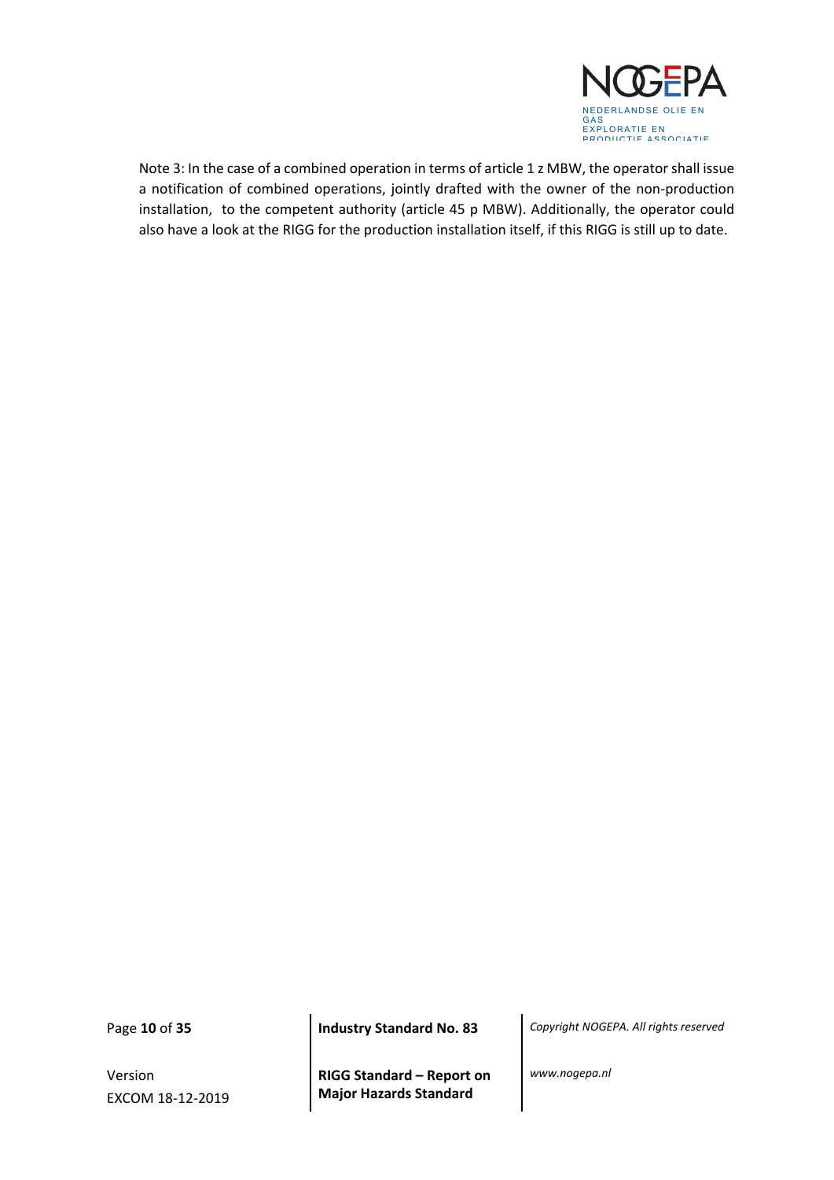Note 3: In the case of a combined operation in terms of article 1 z MBW, the operator shall issue a notification of combined operations, jointly drafted with the owner of the non-production installation, to the competent authority (article 45 p MBW). Additionally, the operator could also have a look at the RIGG for the production installation itself, if this RIGG is still up to date.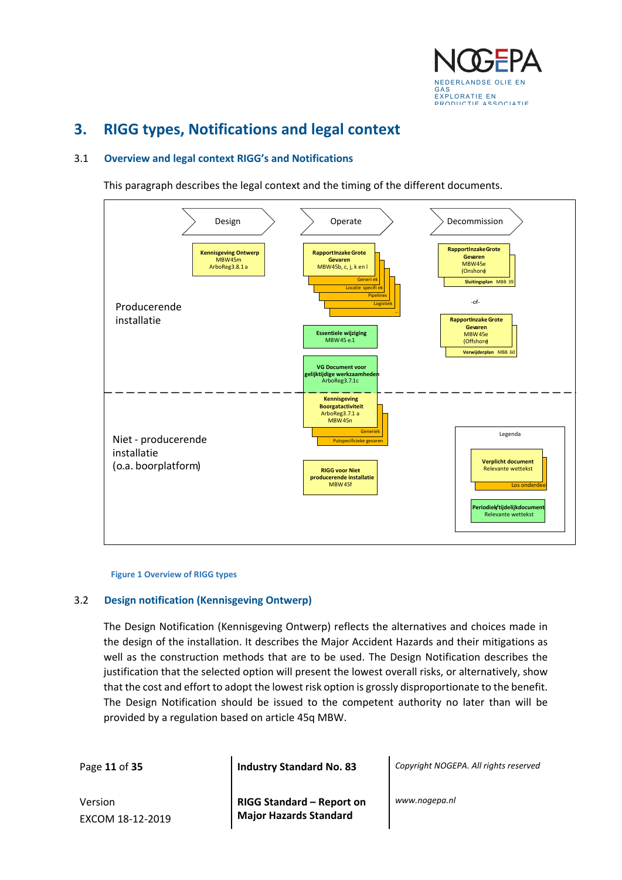# 3. RIGG types, Notifications and legal context

## 3.1 Overview and legal context RIGG's and Notifications

This paragraph describes the legal context and the timing of the different documents.

Design | Operate | Decommission

Producerende installatie

Kennisgeving Ontwerp MBW45m ArboReg3.8.1 a

RapportInzake Grote Gevaren MBW45b, c, j, k en l — Generiek, Locatie specifiek, Pipelines, Logistiek, ...

Essentiele wijziging MBW45 e.1

VG Document voor gelijktijdige werkzaamheden ArboReg3.7.1c

RapportInzake Grote Gevaren MBW45e (Onshore) — Sluitingsplan MBB 39

-of-

RapportInzake Grote Gevaren MBW45e (Offshore) — Verwijderplan MBB 60

Niet - producerende installatie (o.a. boorplatform)

Kennisgeving Boorgatactiviteit ArboReg3.7.1 a MBW45n — Generiek, Putspecificieke gevaren

RIGG voor Niet producerende installatie MBW45f

Legenda: Verplicht document, Relevante wettekst, Los onderdeel; Periodiek/tijdelijkdocument, Relevante wettekst

Figure 1 Overview of RIGG types

## 3.2 Design notification (Kennisgeving Ontwerp)

The Design Notification (Kennisgeving Ontwerp) reflects the alternatives and choices made in the design of the installation. It describes the Major Accident Hazards and their mitigations as well as the construction methods that are to be used. The Design Notification describes the justification that the selected option will present the lowest overall risks, or alternatively, show that the cost and effort to adopt the lowest risk option is grossly disproportionate to the benefit. The Design Notification should be issued to the competent authority no later than will be provided by a regulation based on article 45q MBW.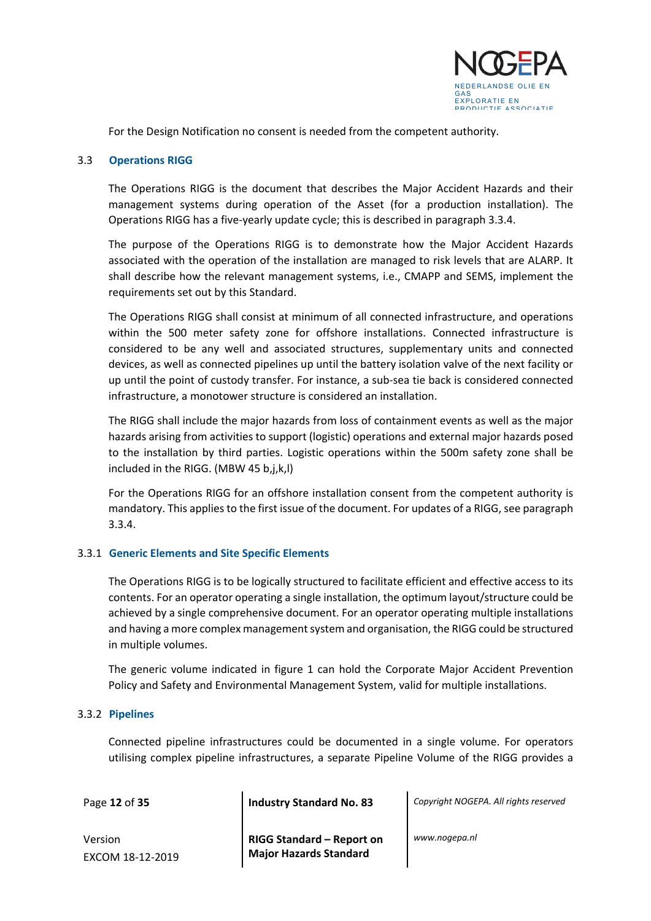For the Design Notification no consent is needed from the competent authority.

## 3.3 Operations RIGG

The Operations RIGG is the document that describes the Major Accident Hazards and their management systems during operation of the Asset (for a production installation). The Operations RIGG has a five-yearly update cycle; this is described in paragraph 3.3.4.

The purpose of the Operations RIGG is to demonstrate how the Major Accident Hazards associated with the operation of the installation are managed to risk levels that are ALARP. It shall describe how the relevant management systems, i.e., CMAPP and SEMS, implement the requirements set out by this Standard.

The Operations RIGG shall consist at minimum of all connected infrastructure, and operations within the 500 meter safety zone for offshore installations. Connected infrastructure is considered to be any well and associated structures, supplementary units and connected devices, as well as connected pipelines up until the battery isolation valve of the next facility or up until the point of custody transfer. For instance, a sub-sea tie back is considered connected infrastructure, a monotower structure is considered an installation.

The RIGG shall include the major hazards from loss of containment events as well as the major hazards arising from activities to support (logistic) operations and external major hazards posed to the installation by third parties. Logistic operations within the 500m safety zone shall be included in the RIGG. (MBW 45 b,j,k,l)

For the Operations RIGG for an offshore installation consent from the competent authority is mandatory. This applies to the first issue of the document. For updates of a RIGG, see paragraph 3.3.4.

### 3.3.1 Generic Elements and Site Specific Elements

The Operations RIGG is to be logically structured to facilitate efficient and effective access to its contents. For an operator operating a single installation, the optimum layout/structure could be achieved by a single comprehensive document. For an operator operating multiple installations and having a more complex management system and organisation, the RIGG could be structured in multiple volumes.

The generic volume indicated in figure 1 can hold the Corporate Major Accident Prevention Policy and Safety and Environmental Management System, valid for multiple installations.

### 3.3.2 Pipelines

Connected pipeline infrastructures could be documented in a single volume. For operators utilising complex pipeline infrastructures, a separate Pipeline Volume of the RIGG provides a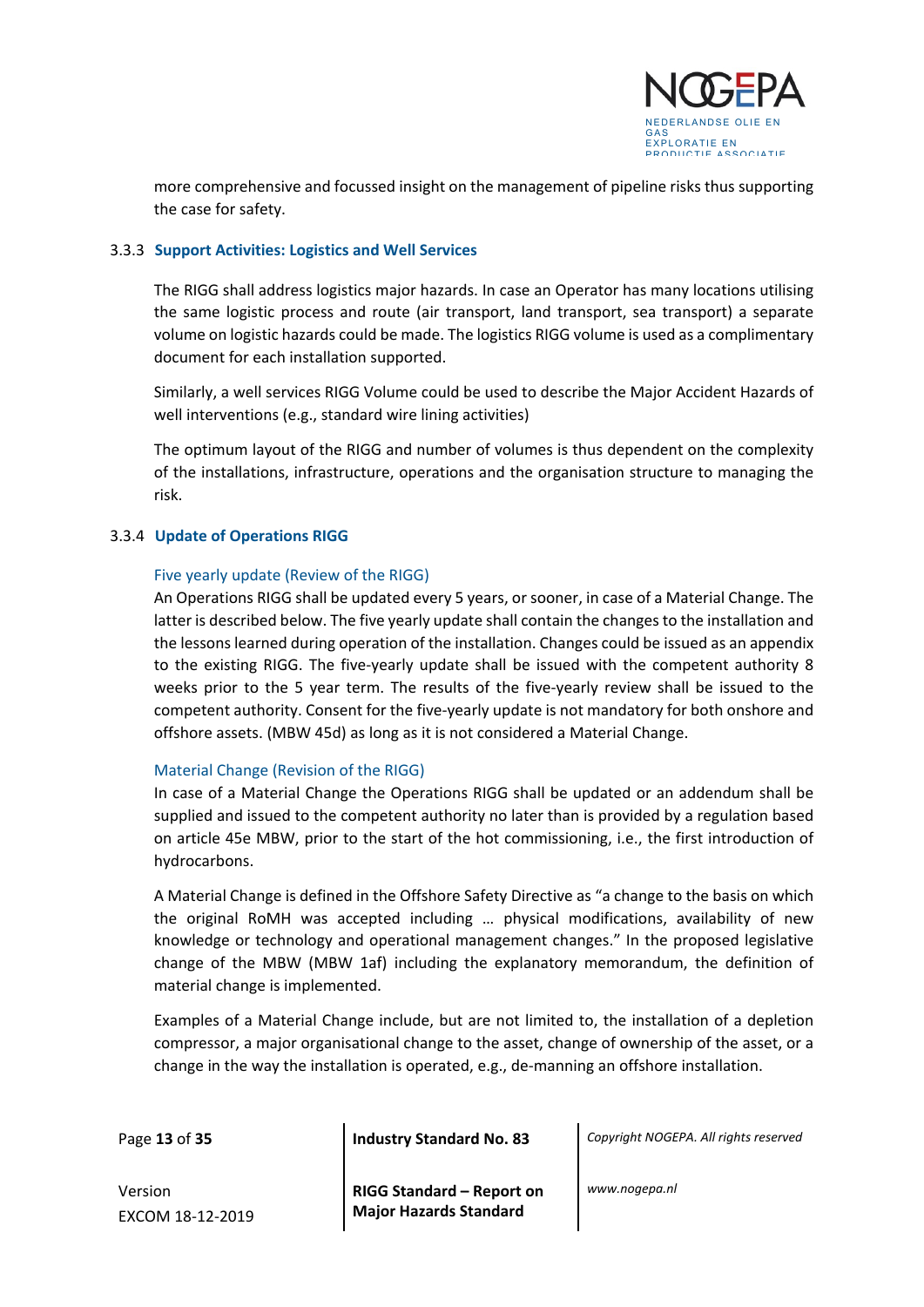more comprehensive and focussed insight on the management of pipeline risks thus supporting the case for safety.

### 3.3.3 Support Activities: Logistics and Well Services

The RIGG shall address logistics major hazards. In case an Operator has many locations utilising the same logistic process and route (air transport, land transport, sea transport) a separate volume on logistic hazards could be made. The logistics RIGG volume is used as a complimentary document for each installation supported.

Similarly, a well services RIGG Volume could be used to describe the Major Accident Hazards of well interventions (e.g., standard wire lining activities)

The optimum layout of the RIGG and number of volumes is thus dependent on the complexity of the installations, infrastructure, operations and the organisation structure to managing the risk.

### 3.3.4 Update of Operations RIGG

#### Five yearly update (Review of the RIGG)

An Operations RIGG shall be updated every 5 years, or sooner, in case of a Material Change. The latter is described below. The five yearly update shall contain the changes to the installation and the lessons learned during operation of the installation. Changes could be issued as an appendix to the existing RIGG. The five-yearly update shall be issued with the competent authority 8 weeks prior to the 5 year term. The results of the five-yearly review shall be issued to the competent authority. Consent for the five-yearly update is not mandatory for both onshore and offshore assets. (MBW 45d) as long as it is not considered a Material Change.

#### Material Change (Revision of the RIGG)

In case of a Material Change the Operations RIGG shall be updated or an addendum shall be supplied and issued to the competent authority no later than is provided by a regulation based on article 45e MBW, prior to the start of the hot commissioning, i.e., the first introduction of hydrocarbons.

A Material Change is defined in the Offshore Safety Directive as "a change to the basis on which the original RoMH was accepted including … physical modifications, availability of new knowledge or technology and operational management changes." In the proposed legislative change of the MBW (MBW 1af) including the explanatory memorandum, the definition of material change is implemented.

Examples of a Material Change include, but are not limited to, the installation of a depletion compressor, a major organisational change to the asset, change of ownership of the asset, or a change in the way the installation is operated, e.g., de-manning an offshore installation.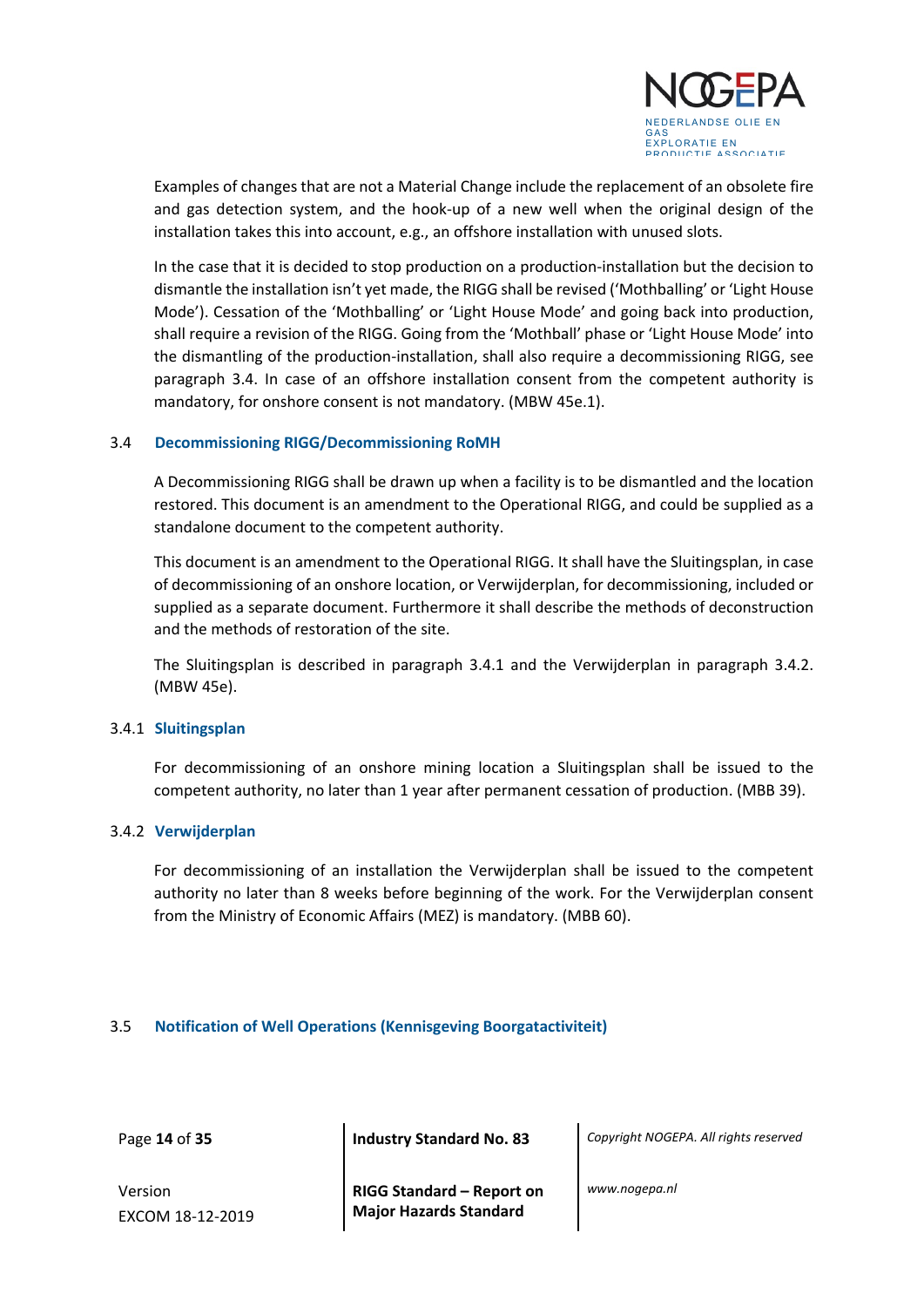Examples of changes that are not a Material Change include the replacement of an obsolete fire and gas detection system, and the hook-up of a new well when the original design of the installation takes this into account, e.g., an offshore installation with unused slots.

In the case that it is decided to stop production on a production-installation but the decision to dismantle the installation isn't yet made, the RIGG shall be revised ('Mothballing' or 'Light House Mode'). Cessation of the 'Mothballing' or 'Light House Mode' and going back into production, shall require a revision of the RIGG. Going from the 'Mothball' phase or 'Light House Mode' into the dismantling of the production-installation, shall also require a decommissioning RIGG, see paragraph 3.4. In case of an offshore installation consent from the competent authority is mandatory, for onshore consent is not mandatory. (MBW 45e.1).

### 3.4 Decommissioning RIGG/Decommissioning RoMH

A Decommissioning RIGG shall be drawn up when a facility is to be dismantled and the location restored. This document is an amendment to the Operational RIGG, and could be supplied as a standalone document to the competent authority.

This document is an amendment to the Operational RIGG. It shall have the Sluitingsplan, in case of decommissioning of an onshore location, or Verwijderplan, for decommissioning, included or supplied as a separate document. Furthermore it shall describe the methods of deconstruction and the methods of restoration of the site.

The Sluitingsplan is described in paragraph 3.4.1 and the Verwijderplan in paragraph 3.4.2. (MBW 45e).

#### 3.4.1 Sluitingsplan

For decommissioning of an onshore mining location a Sluitingsplan shall be issued to the competent authority, no later than 1 year after permanent cessation of production. (MBB 39).

#### 3.4.2 Verwijderplan

For decommissioning of an installation the Verwijderplan shall be issued to the competent authority no later than 8 weeks before beginning of the work. For the Verwijderplan consent from the Ministry of Economic Affairs (MEZ) is mandatory. (MBB 60).

### 3.5 Notification of Well Operations (Kennisgeving Boorgatactiviteit)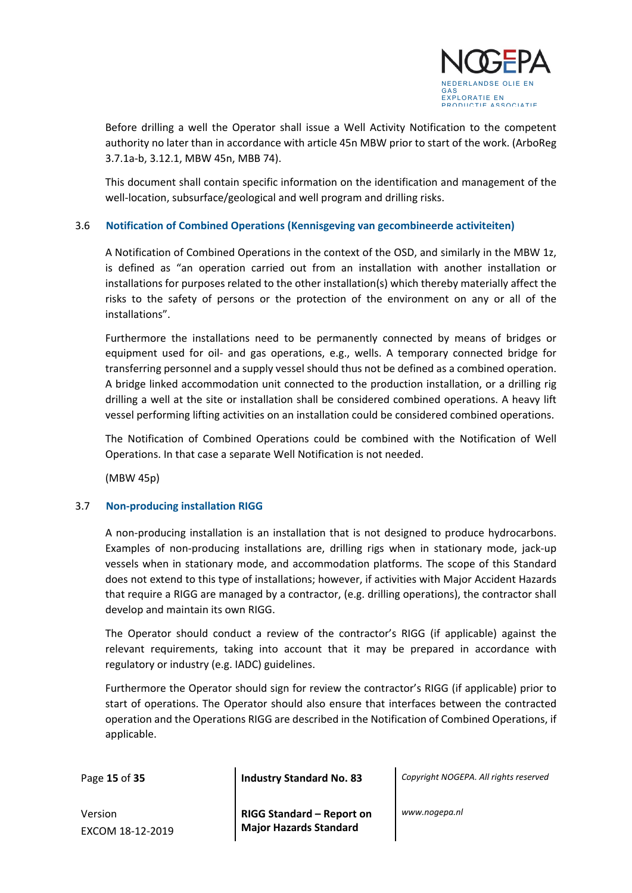Before drilling a well the Operator shall issue a Well Activity Notification to the competent authority no later than in accordance with article 45n MBW prior to start of the work. (ArboReg 3.7.1a-b, 3.12.1, MBW 45n, MBB 74).

This document shall contain specific information on the identification and management of the well-location, subsurface/geological and well program and drilling risks.

### 3.6 Notification of Combined Operations (Kennisgeving van gecombineerde activiteiten)

A Notification of Combined Operations in the context of the OSD, and similarly in the MBW 1z, is defined as "an operation carried out from an installation with another installation or installations for purposes related to the other installation(s) which thereby materially affect the risks to the safety of persons or the protection of the environment on any or all of the installations".

Furthermore the installations need to be permanently connected by means of bridges or equipment used for oil- and gas operations, e.g., wells. A temporary connected bridge for transferring personnel and a supply vessel should thus not be defined as a combined operation. A bridge linked accommodation unit connected to the production installation, or a drilling rig drilling a well at the site or installation shall be considered combined operations. A heavy lift vessel performing lifting activities on an installation could be considered combined operations.

The Notification of Combined Operations could be combined with the Notification of Well Operations. In that case a separate Well Notification is not needed.

(MBW 45p)

### 3.7 Non-producing installation RIGG

A non-producing installation is an installation that is not designed to produce hydrocarbons. Examples of non-producing installations are, drilling rigs when in stationary mode, jack-up vessels when in stationary mode, and accommodation platforms. The scope of this Standard does not extend to this type of installations; however, if activities with Major Accident Hazards that require a RIGG are managed by a contractor, (e.g. drilling operations), the contractor shall develop and maintain its own RIGG.

The Operator should conduct a review of the contractor's RIGG (if applicable) against the relevant requirements, taking into account that it may be prepared in accordance with regulatory or industry (e.g. IADC) guidelines.

Furthermore the Operator should sign for review the contractor's RIGG (if applicable) prior to start of operations. The Operator should also ensure that interfaces between the contracted operation and the Operations RIGG are described in the Notification of Combined Operations, if applicable.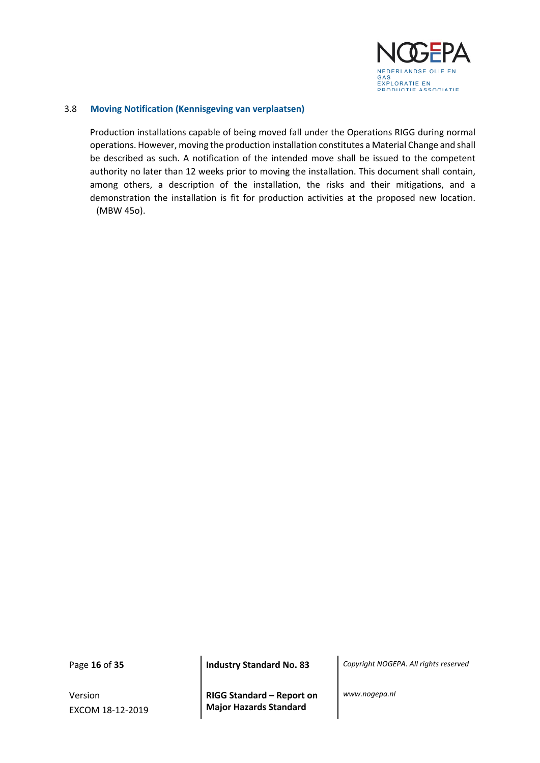### 3.8 Moving Notification (Kennisgeving van verplaatsen)

Production installations capable of being moved fall under the Operations RIGG during normal operations. However, moving the production installation constitutes a Material Change and shall be described as such. A notification of the intended move shall be issued to the competent authority no later than 12 weeks prior to moving the installation. This document shall contain, among others, a description of the installation, the risks and their mitigations, and a demonstration the installation is fit for production activities at the proposed new location. (MBW 45o).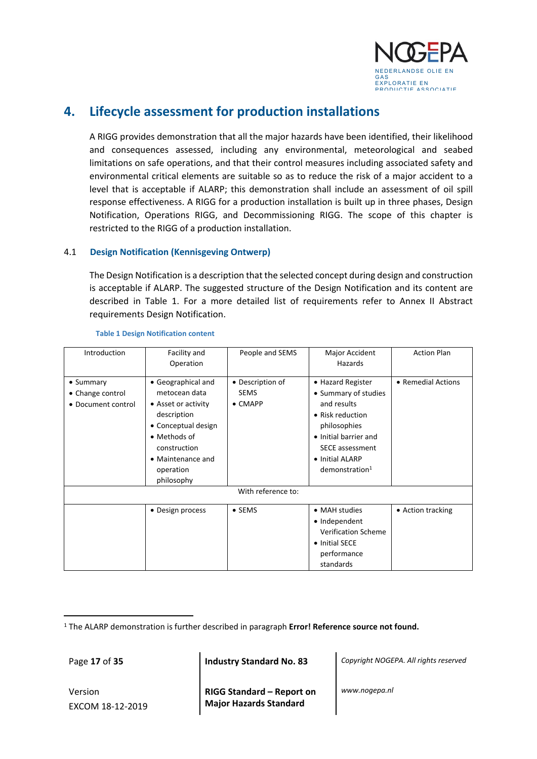# 4. Lifecycle assessment for production installations

A RIGG provides demonstration that all the major hazards have been identified, their likelihood and consequences assessed, including any environmental, meteorological and seabed limitations on safe operations, and that their control measures including associated safety and environmental critical elements are suitable so as to reduce the risk of a major accident to a level that is acceptable if ALARP; this demonstration shall include an assessment of oil spill response effectiveness. A RIGG for a production installation is built up in three phases, Design Notification, Operations RIGG, and Decommissioning RIGG. The scope of this chapter is restricted to the RIGG of a production installation.

## 4.1 Design Notification (Kennisgeving Ontwerp)

The Design Notification is a description that the selected concept during design and construction is acceptable if ALARP. The suggested structure of the Design Notification and its content are described in Table 1. For a more detailed list of requirements refer to Annex II Abstract requirements Design Notification.

**Table 1 Design Notification content**

| Introduction | Facility and Operation | People and SEMS | Major Accident Hazards | Action Plan |
|---|---|---|---|---|
| • Summary<br>• Change control<br>• Document control | • Geographical and metocean data<br>• Asset or activity description<br>• Conceptual design<br>• Methods of construction<br>• Maintenance and operation philosophy | • Description of SEMS<br>• CMAPP | • Hazard Register<br>• Summary of studies and results<br>• Risk reduction philosophies<br>• Initial barrier and SECE assessment<br>• Initial ALARP demonstration[1] | • Remedial Actions |
| With reference to: | | | | |
| | • Design process | • SEMS | • MAH studies<br>• Independent Verification Scheme<br>• Initial SECE performance standards | • Action tracking |

[1] The ALARP demonstration is further described in paragraph **Error! Reference source not found.**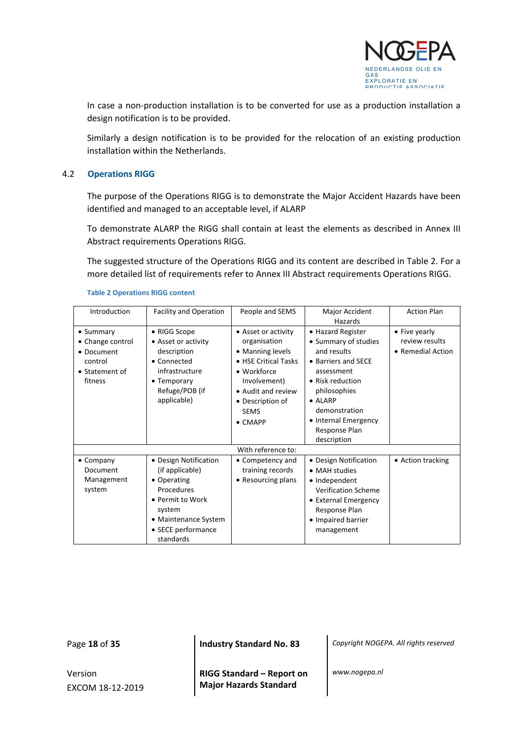In case a non-production installation is to be converted for use as a production installation a design notification is to be provided.

Similarly a design notification is to be provided for the relocation of an existing production installation within the Netherlands.

## 4.2 Operations RIGG

The purpose of the Operations RIGG is to demonstrate the Major Accident Hazards have been identified and managed to an acceptable level, if ALARP

To demonstrate ALARP the RIGG shall contain at least the elements as described in Annex III Abstract requirements Operations RIGG.

The suggested structure of the Operations RIGG and its content are described in Table 2. For a more detailed list of requirements refer to Annex III Abstract requirements Operations RIGG.

**Table 2 Operations RIGG content**

| Introduction | Facility and Operation | People and SEMS | Major Accident Hazards | Action Plan |
|---|---|---|---|---|
| • Summary<br>• Change control<br>• Document control<br>• Statement of fitness | • RIGG Scope<br>• Asset or activity description<br>• Connected infrastructure<br>• Temporary Refuge/POB (if applicable) | • Asset or activity organisation<br>• Manning levels<br>• HSE Critical Tasks<br>• Workforce Involvement)<br>• Audit and review<br>• Description of SEMS<br>• CMAPP | • Hazard Register<br>• Summary of studies and results<br>• Barriers and SECE assessment<br>• Risk reduction philosophies<br>• ALARP demonstration<br>• Internal Emergency Response Plan description | • Five yearly review results<br>• Remedial Action |
| With reference to: | | | | |
| • Company Document Management system | • Design Notification (if applicable)<br>• Operating Procedures<br>• Permit to Work system<br>• Maintenance System<br>• SECE performance standards | • Competency and training records<br>• Resourcing plans | • Design Notification<br>• MAH studies<br>• Independent Verification Scheme<br>• External Emergency Response Plan<br>• Impaired barrier management | • Action tracking |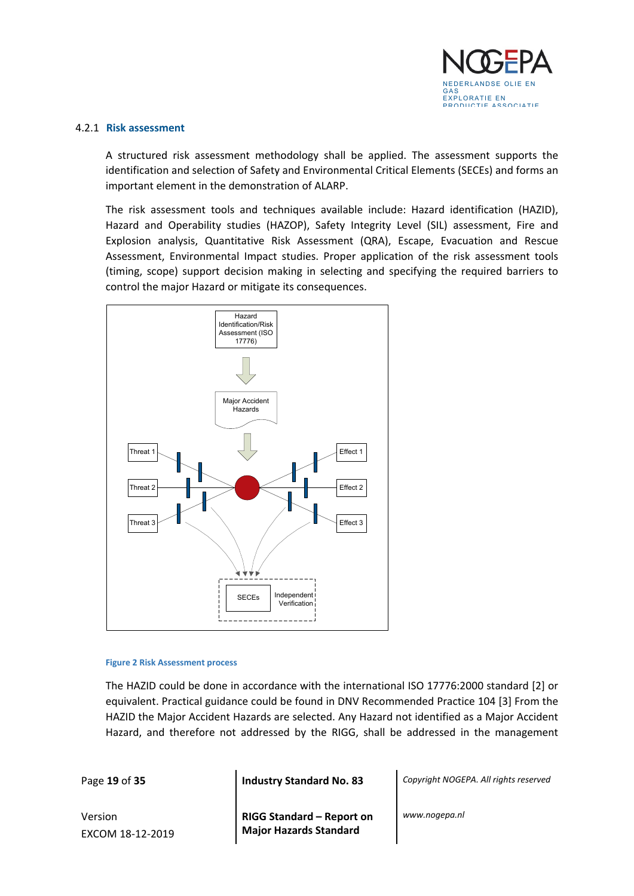### 4.2.1 Risk assessment

A structured risk assessment methodology shall be applied. The assessment supports the identification and selection of Safety and Environmental Critical Elements (SECEs) and forms an important element in the demonstration of ALARP.

The risk assessment tools and techniques available include: Hazard identification (HAZID), Hazard and Operability studies (HAZOP), Safety Integrity Level (SIL) assessment, Fire and Explosion analysis, Quantitative Risk Assessment (QRA), Escape, Evacuation and Rescue Assessment, Environmental Impact studies. Proper application of the risk assessment tools (timing, scope) support decision making in selecting and specifying the required barriers to control the major Hazard or mitigate its consequences.

Figure 2 Risk Assessment process

The HAZID could be done in accordance with the international ISO 17776:2000 standard [2] or equivalent. Practical guidance could be found in DNV Recommended Practice 104 [3] From the HAZID the Major Accident Hazards are selected. Any Hazard not identified as a Major Accident Hazard, and therefore not addressed by the RIGG, shall be addressed in the management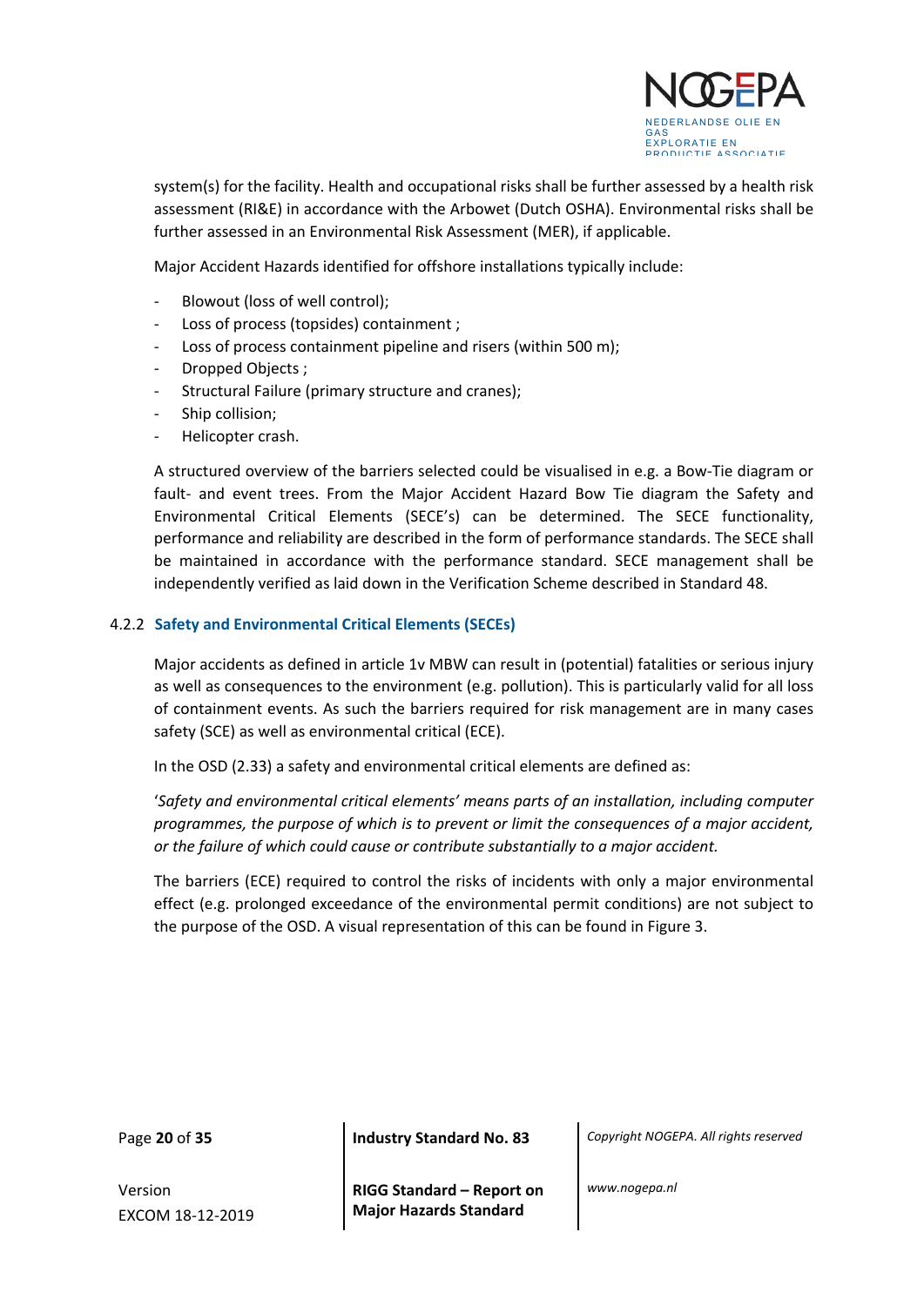system(s) for the facility. Health and occupational risks shall be further assessed by a health risk assessment (RI&E) in accordance with the Arbowet (Dutch OSHA). Environmental risks shall be further assessed in an Environmental Risk Assessment (MER), if applicable.

Major Accident Hazards identified for offshore installations typically include:

- Blowout (loss of well control);
- Loss of process (topsides) containment ;
- Loss of process containment pipeline and risers (within 500 m);
- Dropped Objects ;
- Structural Failure (primary structure and cranes);
- Ship collision;
- Helicopter crash.

A structured overview of the barriers selected could be visualised in e.g. a Bow-Tie diagram or fault- and event trees. From the Major Accident Hazard Bow Tie diagram the Safety and Environmental Critical Elements (SECE's) can be determined. The SECE functionality, performance and reliability are described in the form of performance standards. The SECE shall be maintained in accordance with the performance standard. SECE management shall be independently verified as laid down in the Verification Scheme described in Standard 48.

### 4.2.2 Safety and Environmental Critical Elements (SECEs)

Major accidents as defined in article 1v MBW can result in (potential) fatalities or serious injury as well as consequences to the environment (e.g. pollution). This is particularly valid for all loss of containment events. As such the barriers required for risk management are in many cases safety (SCE) as well as environmental critical (ECE).

In the OSD (2.33) a safety and environmental critical elements are defined as:

'*Safety and environmental critical elements' means parts of an installation, including computer programmes, the purpose of which is to prevent or limit the consequences of a major accident, or the failure of which could cause or contribute substantially to a major accident.*

The barriers (ECE) required to control the risks of incidents with only a major environmental effect (e.g. prolonged exceedance of the environmental permit conditions) are not subject to the purpose of the OSD. A visual representation of this can be found in Figure 3.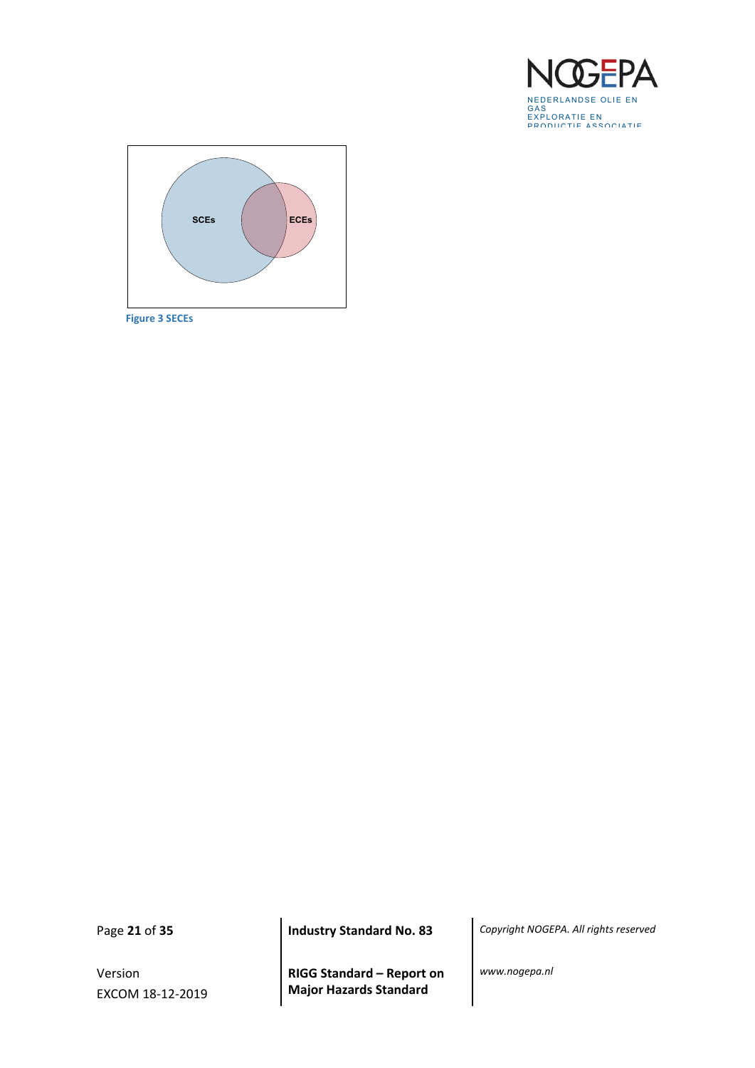SCEs

ECEs

**Figure 3 SECEs**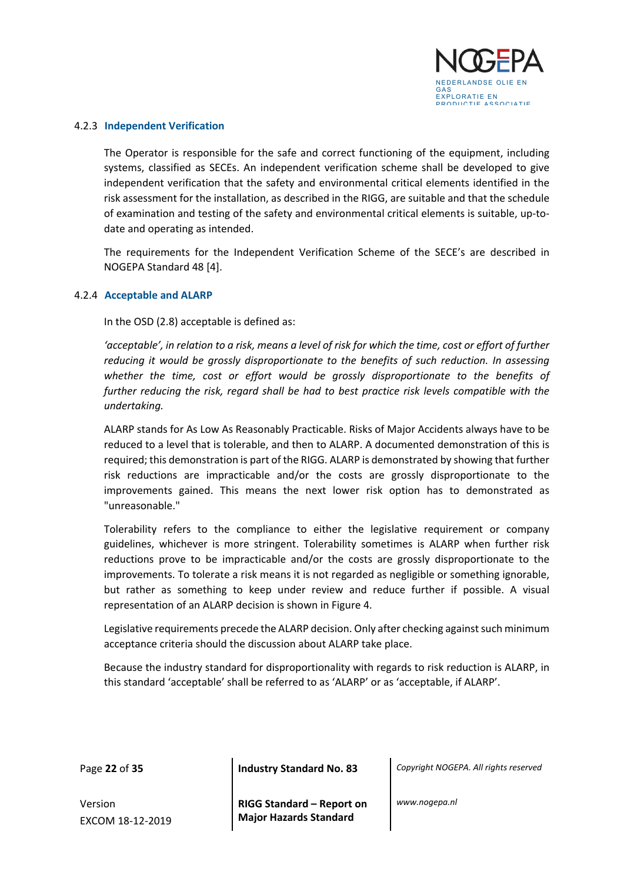#### 4.2.3 Independent Verification

The Operator is responsible for the safe and correct functioning of the equipment, including systems, classified as SECEs. An independent verification scheme shall be developed to give independent verification that the safety and environmental critical elements identified in the risk assessment for the installation, as described in the RIGG, are suitable and that the schedule of examination and testing of the safety and environmental critical elements is suitable, up-to-date and operating as intended.

The requirements for the Independent Verification Scheme of the SECE's are described in NOGEPA Standard 48 [4].

#### 4.2.4 Acceptable and ALARP

In the OSD (2.8) acceptable is defined as:

*'acceptable', in relation to a risk, means a level of risk for which the time, cost or effort of further reducing it would be grossly disproportionate to the benefits of such reduction. In assessing whether the time, cost or effort would be grossly disproportionate to the benefits of further reducing the risk, regard shall be had to best practice risk levels compatible with the undertaking.*

ALARP stands for As Low As Reasonably Practicable. Risks of Major Accidents always have to be reduced to a level that is tolerable, and then to ALARP. A documented demonstration of this is required; this demonstration is part of the RIGG. ALARP is demonstrated by showing that further risk reductions are impracticable and/or the costs are grossly disproportionate to the improvements gained. This means the next lower risk option has to demonstrated as "unreasonable."

Tolerability refers to the compliance to either the legislative requirement or company guidelines, whichever is more stringent. Tolerability sometimes is ALARP when further risk reductions prove to be impracticable and/or the costs are grossly disproportionate to the improvements. To tolerate a risk means it is not regarded as negligible or something ignorable, but rather as something to keep under review and reduce further if possible. A visual representation of an ALARP decision is shown in Figure 4.

Legislative requirements precede the ALARP decision. Only after checking against such minimum acceptance criteria should the discussion about ALARP take place.

Because the industry standard for disproportionality with regards to risk reduction is ALARP, in this standard 'acceptable' shall be referred to as 'ALARP' or as 'acceptable, if ALARP'.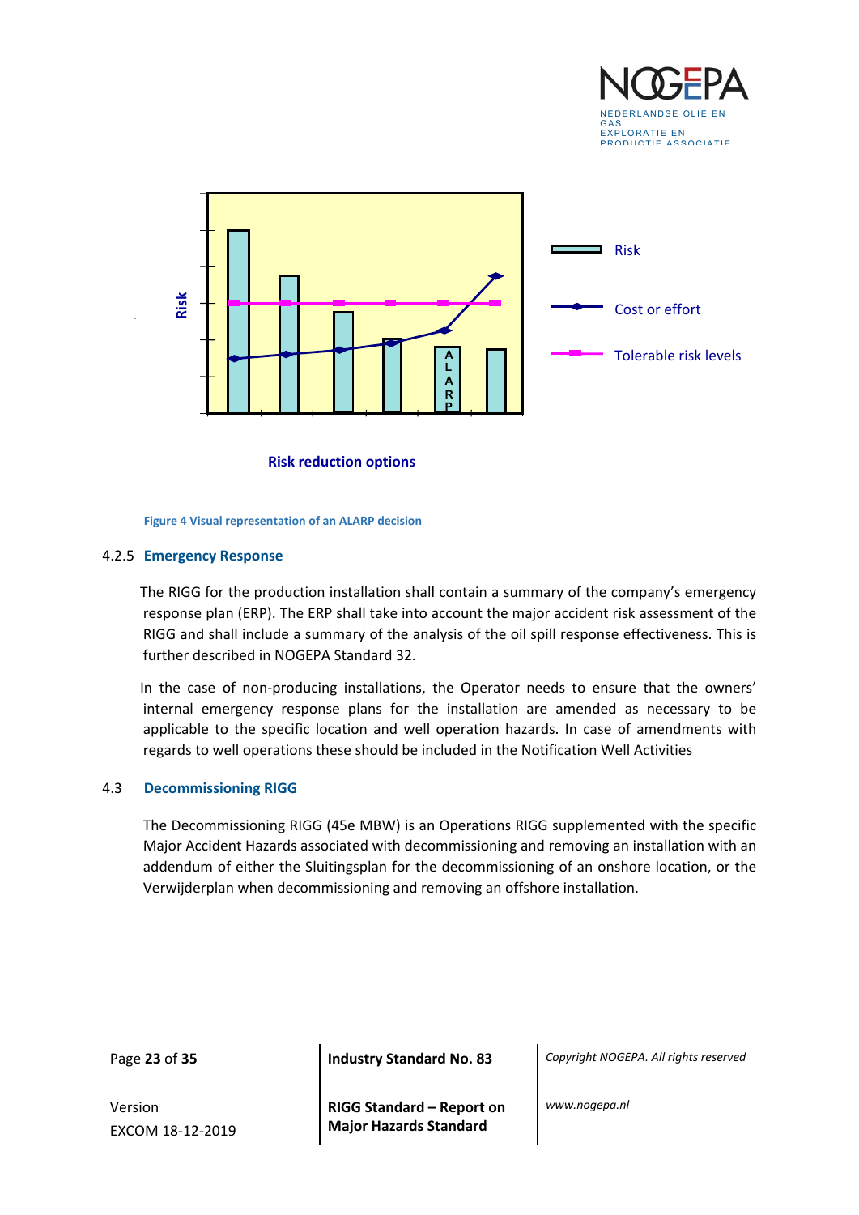Figure 4 Visual representation of an ALARP decision

### 4.2.5 Emergency Response

The RIGG for the production installation shall contain a summary of the company's emergency response plan (ERP). The ERP shall take into account the major accident risk assessment of the RIGG and shall include a summary of the analysis of the oil spill response effectiveness. This is further described in NOGEPA Standard 32.

In the case of non-producing installations, the Operator needs to ensure that the owners' internal emergency response plans for the installation are amended as necessary to be applicable to the specific location and well operation hazards. In case of amendments with regards to well operations these should be included in the Notification Well Activities

## 4.3 Decommissioning RIGG

The Decommissioning RIGG (45e MBW) is an Operations RIGG supplemented with the specific Major Accident Hazards associated with decommissioning and removing an installation with an addendum of either the Sluitingsplan for the decommissioning of an onshore location, or the Verwijderplan when decommissioning and removing an offshore installation.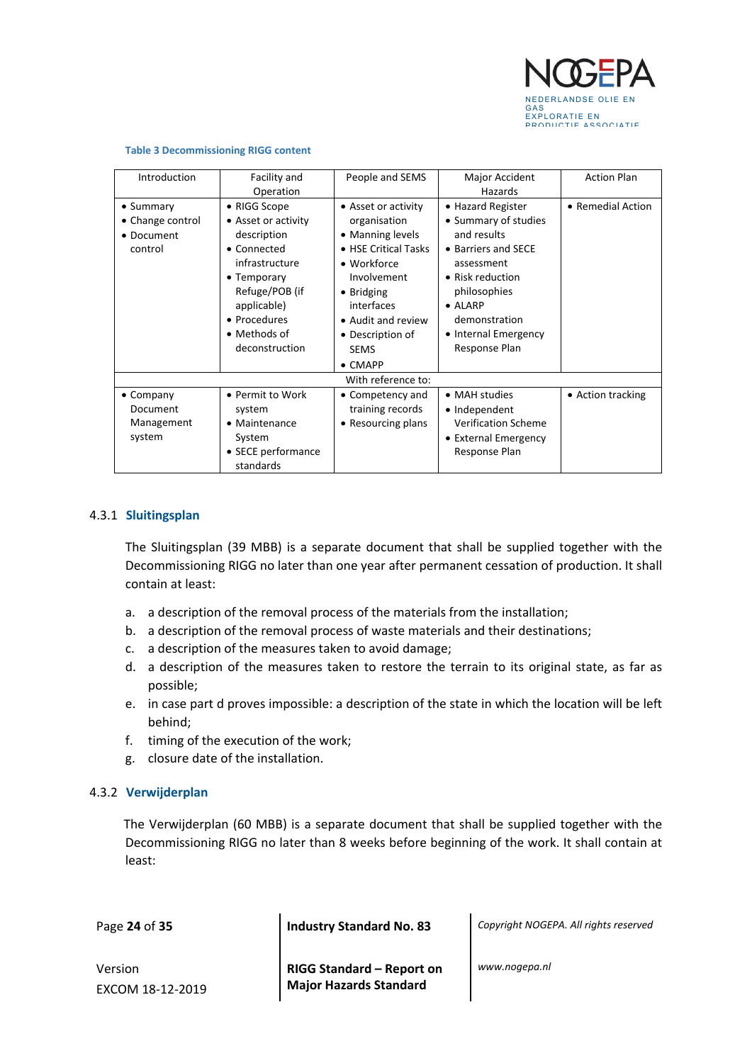**Table 3 Decommissioning RIGG content**

| Introduction | Facility and Operation | People and SEMS | Major Accident Hazards | Action Plan |
|---|---|---|---|---|
| • Summary<br>• Change control<br>• Document control | • RIGG Scope<br>• Asset or activity description<br>• Connected infrastructure<br>• Temporary Refuge/POB (if applicable)<br>• Procedures<br>• Methods of deconstruction | • Asset or activity organisation<br>• Manning levels<br>• HSE Critical Tasks<br>• Workforce Involvement<br>• Bridging interfaces<br>• Audit and review<br>• Description of SEMS<br>• CMAPP | • Hazard Register<br>• Summary of studies and results<br>• Barriers and SECE assessment<br>• Risk reduction philosophies<br>• ALARP demonstration<br>• Internal Emergency Response Plan | • Remedial Action |
| With reference to: | | | | |
| • Company Document Management system | • Permit to Work system<br>• Maintenance System<br>• SECE performance standards | • Competency and training records<br>• Resourcing plans | • MAH studies<br>• Independent Verification Scheme<br>• External Emergency Response Plan | • Action tracking |

### 4.3.1 Sluitingsplan

The Sluitingsplan (39 MBB) is a separate document that shall be supplied together with the Decommissioning RIGG no later than one year after permanent cessation of production. It shall contain at least:

a. a description of the removal process of the materials from the installation;
b. a description of the removal process of waste materials and their destinations;
c. a description of the measures taken to avoid damage;
d. a description of the measures taken to restore the terrain to its original state, as far as possible;
e. in case part d proves impossible: a description of the state in which the location will be left behind;
f. timing of the execution of the work;
g. closure date of the installation.

### 4.3.2 Verwijderplan

The Verwijderplan (60 MBB) is a separate document that shall be supplied together with the Decommissioning RIGG no later than 8 weeks before beginning of the work. It shall contain at least: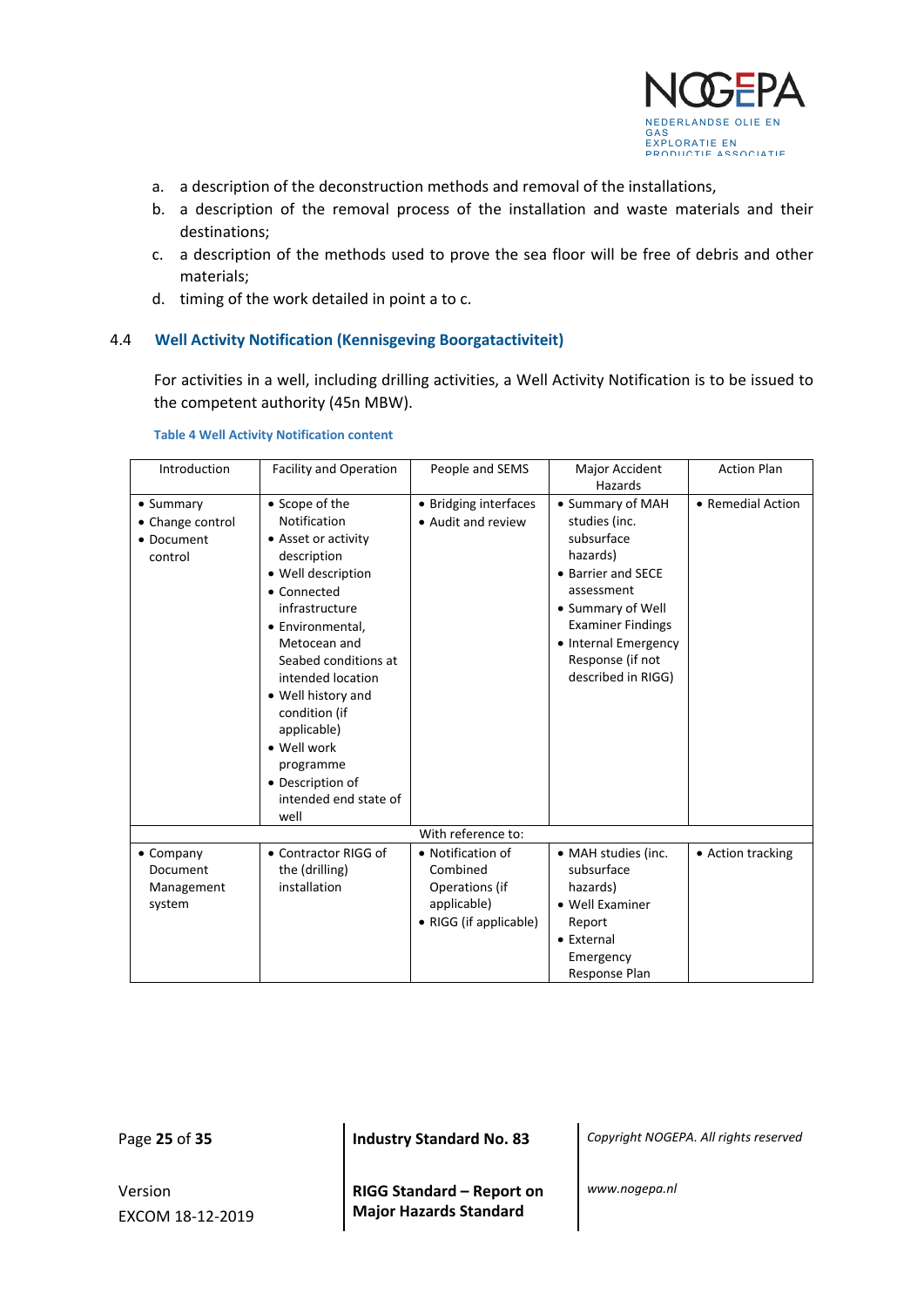a. a description of the deconstruction methods and removal of the installations,
b. a description of the removal process of the installation and waste materials and their destinations;
c. a description of the methods used to prove the sea floor will be free of debris and other materials;
d. timing of the work detailed in point a to c.

### 4.4 Well Activity Notification (Kennisgeving Boorgatactiviteit)

For activities in a well, including drilling activities, a Well Activity Notification is to be issued to the competent authority (45n MBW).

**Table 4 Well Activity Notification content**

| Introduction | Facility and Operation | People and SEMS | Major Accident Hazards | Action Plan |
|---|---|---|---|---|
| • Summary<br>• Change control<br>• Document control | • Scope of the Notification<br>• Asset or activity description<br>• Well description<br>• Connected infrastructure<br>• Environmental, Metocean and Seabed conditions at intended location<br>• Well history and condition (if applicable)<br>• Well work programme<br>• Description of intended end state of well | • Bridging interfaces<br>• Audit and review | • Summary of MAH studies (inc. subsurface hazards)<br>• Barrier and SECE assessment<br>• Summary of Well Examiner Findings<br>• Internal Emergency Response (if not described in RIGG) | • Remedial Action |
| With reference to: | | | | |
| • Company Document Management system | • Contractor RIGG of the (drilling) installation | • Notification of Combined Operations (if applicable)<br>• RIGG (if applicable) | • MAH studies (inc. subsurface hazards)<br>• Well Examiner Report<br>• External Emergency Response Plan | • Action tracking |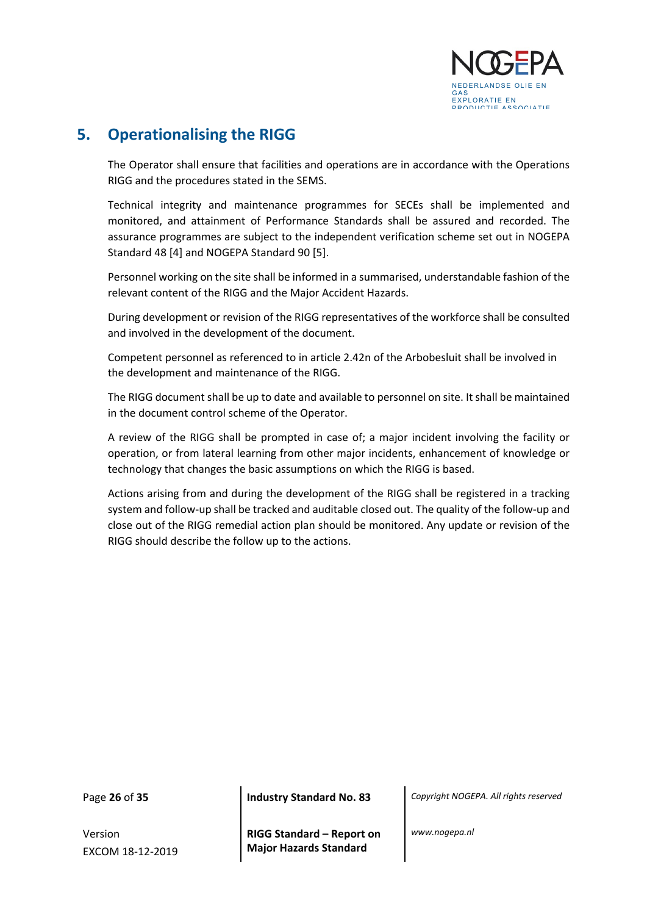## 5. Operationalising the RIGG

The Operator shall ensure that facilities and operations are in accordance with the Operations RIGG and the procedures stated in the SEMS.

Technical integrity and maintenance programmes for SECEs shall be implemented and monitored, and attainment of Performance Standards shall be assured and recorded. The assurance programmes are subject to the independent verification scheme set out in NOGEPA Standard 48 [4] and NOGEPA Standard 90 [5].

Personnel working on the site shall be informed in a summarised, understandable fashion of the relevant content of the RIGG and the Major Accident Hazards.

During development or revision of the RIGG representatives of the workforce shall be consulted and involved in the development of the document.

Competent personnel as referenced to in article 2.42n of the Arbobesluit shall be involved in the development and maintenance of the RIGG.

The RIGG document shall be up to date and available to personnel on site. It shall be maintained in the document control scheme of the Operator.

A review of the RIGG shall be prompted in case of; a major incident involving the facility or operation, or from lateral learning from other major incidents, enhancement of knowledge or technology that changes the basic assumptions on which the RIGG is based.

Actions arising from and during the development of the RIGG shall be registered in a tracking system and follow-up shall be tracked and auditable closed out. The quality of the follow-up and close out of the RIGG remedial action plan should be monitored. Any update or revision of the RIGG should describe the follow up to the actions.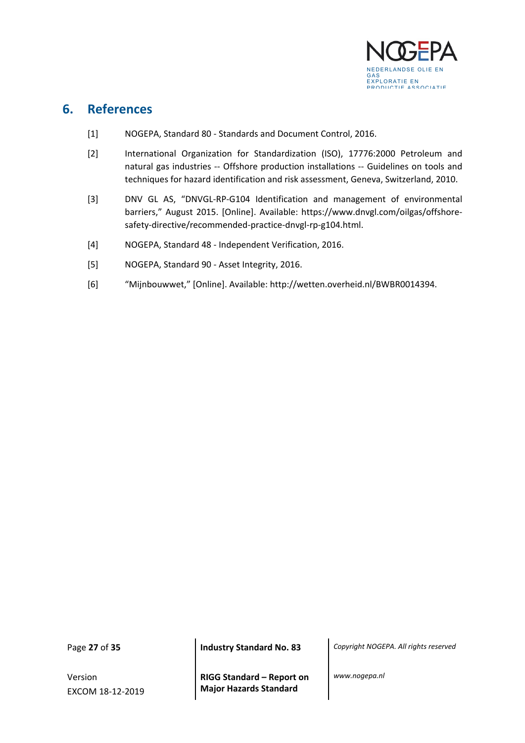## 6. References

[1] NOGEPA, Standard 80 - Standards and Document Control, 2016.

[2] International Organization for Standardization (ISO), 17776:2000 Petroleum and natural gas industries -- Offshore production installations -- Guidelines on tools and techniques for hazard identification and risk assessment, Geneva, Switzerland, 2010.

[3] DNV GL AS, "DNVGL-RP-G104 Identification and management of environmental barriers," August 2015. [Online]. Available: https://www.dnvgl.com/oilgas/offshore-safety-directive/recommended-practice-dnvgl-rp-g104.html.

[4] NOGEPA, Standard 48 - Independent Verification, 2016.

[5] NOGEPA, Standard 90 - Asset Integrity, 2016.

[6] "Mijnbouwwet," [Online]. Available: http://wetten.overheid.nl/BWBR0014394.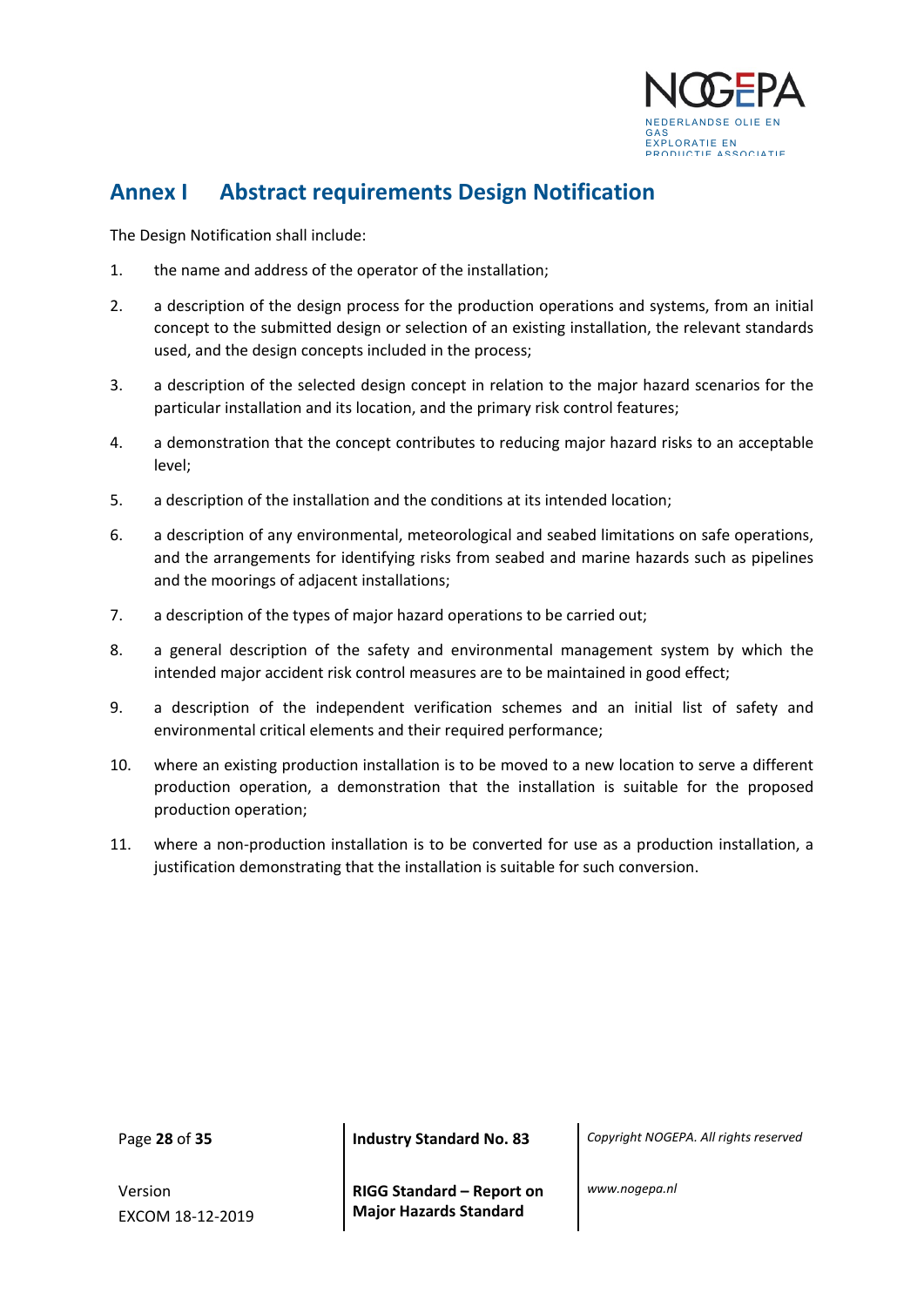# Annex I Abstract requirements Design Notification

The Design Notification shall include:

1. the name and address of the operator of the installation;
2. a description of the design process for the production operations and systems, from an initial concept to the submitted design or selection of an existing installation, the relevant standards used, and the design concepts included in the process;
3. a description of the selected design concept in relation to the major hazard scenarios for the particular installation and its location, and the primary risk control features;
4. a demonstration that the concept contributes to reducing major hazard risks to an acceptable level;
5. a description of the installation and the conditions at its intended location;
6. a description of any environmental, meteorological and seabed limitations on safe operations, and the arrangements for identifying risks from seabed and marine hazards such as pipelines and the moorings of adjacent installations;
7. a description of the types of major hazard operations to be carried out;
8. a general description of the safety and environmental management system by which the intended major accident risk control measures are to be maintained in good effect;
9. a description of the independent verification schemes and an initial list of safety and environmental critical elements and their required performance;
10. where an existing production installation is to be moved to a new location to serve a different production operation, a demonstration that the installation is suitable for the proposed production operation;
11. where a non-production installation is to be converted for use as a production installation, a justification demonstrating that the installation is suitable for such conversion.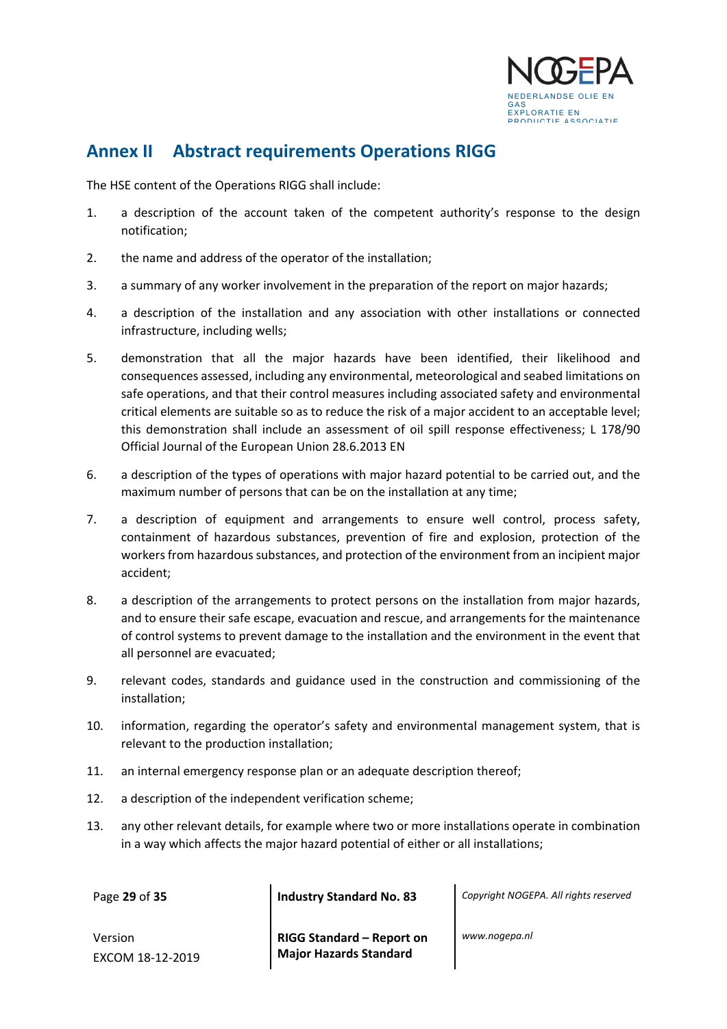## Annex II Abstract requirements Operations RIGG

The HSE content of the Operations RIGG shall include:

1. a description of the account taken of the competent authority's response to the design notification;
2. the name and address of the operator of the installation;
3. a summary of any worker involvement in the preparation of the report on major hazards;
4. a description of the installation and any association with other installations or connected infrastructure, including wells;
5. demonstration that all the major hazards have been identified, their likelihood and consequences assessed, including any environmental, meteorological and seabed limitations on safe operations, and that their control measures including associated safety and environmental critical elements are suitable so as to reduce the risk of a major accident to an acceptable level; this demonstration shall include an assessment of oil spill response effectiveness; L 178/90 Official Journal of the European Union 28.6.2013 EN
6. a description of the types of operations with major hazard potential to be carried out, and the maximum number of persons that can be on the installation at any time;
7. a description of equipment and arrangements to ensure well control, process safety, containment of hazardous substances, prevention of fire and explosion, protection of the workers from hazardous substances, and protection of the environment from an incipient major accident;
8. a description of the arrangements to protect persons on the installation from major hazards, and to ensure their safe escape, evacuation and rescue, and arrangements for the maintenance of control systems to prevent damage to the installation and the environment in the event that all personnel are evacuated;
9. relevant codes, standards and guidance used in the construction and commissioning of the installation;
10. information, regarding the operator's safety and environmental management system, that is relevant to the production installation;
11. an internal emergency response plan or an adequate description thereof;
12. a description of the independent verification scheme;
13. any other relevant details, for example where two or more installations operate in combination in a way which affects the major hazard potential of either or all installations;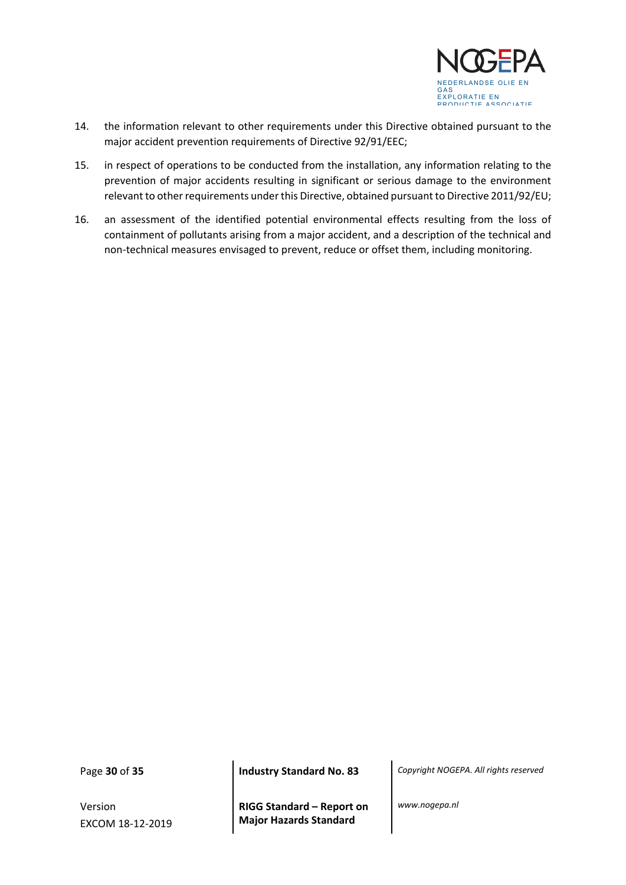14. the information relevant to other requirements under this Directive obtained pursuant to the major accident prevention requirements of Directive 92/91/EEC;

15. in respect of operations to be conducted from the installation, any information relating to the prevention of major accidents resulting in significant or serious damage to the environment relevant to other requirements under this Directive, obtained pursuant to Directive 2011/92/EU;

16. an assessment of the identified potential environmental effects resulting from the loss of containment of pollutants arising from a major accident, and a description of the technical and non-technical measures envisaged to prevent, reduce or offset them, including monitoring.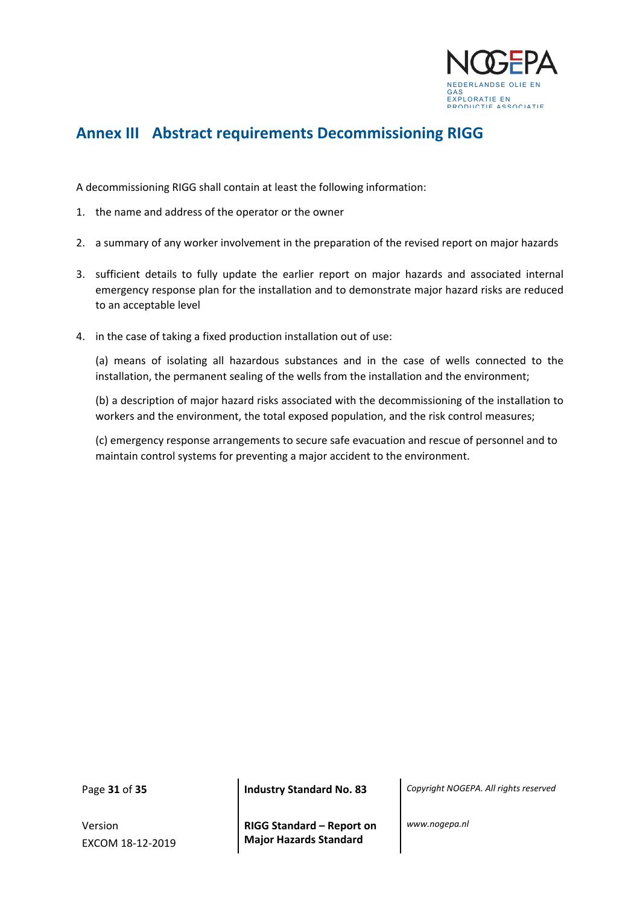# Annex III Abstract requirements Decommissioning RIGG

A decommissioning RIGG shall contain at least the following information:

1. the name and address of the operator or the owner
2. a summary of any worker involvement in the preparation of the revised report on major hazards
3. sufficient details to fully update the earlier report on major hazards and associated internal emergency response plan for the installation and to demonstrate major hazard risks are reduced to an acceptable level
4. in the case of taking a fixed production installation out of use:

   (a) means of isolating all hazardous substances and in the case of wells connected to the installation, the permanent sealing of the wells from the installation and the environment;

   (b) a description of major hazard risks associated with the decommissioning of the installation to workers and the environment, the total exposed population, and the risk control measures;

   (c) emergency response arrangements to secure safe evacuation and rescue of personnel and to maintain control systems for preventing a major accident to the environment.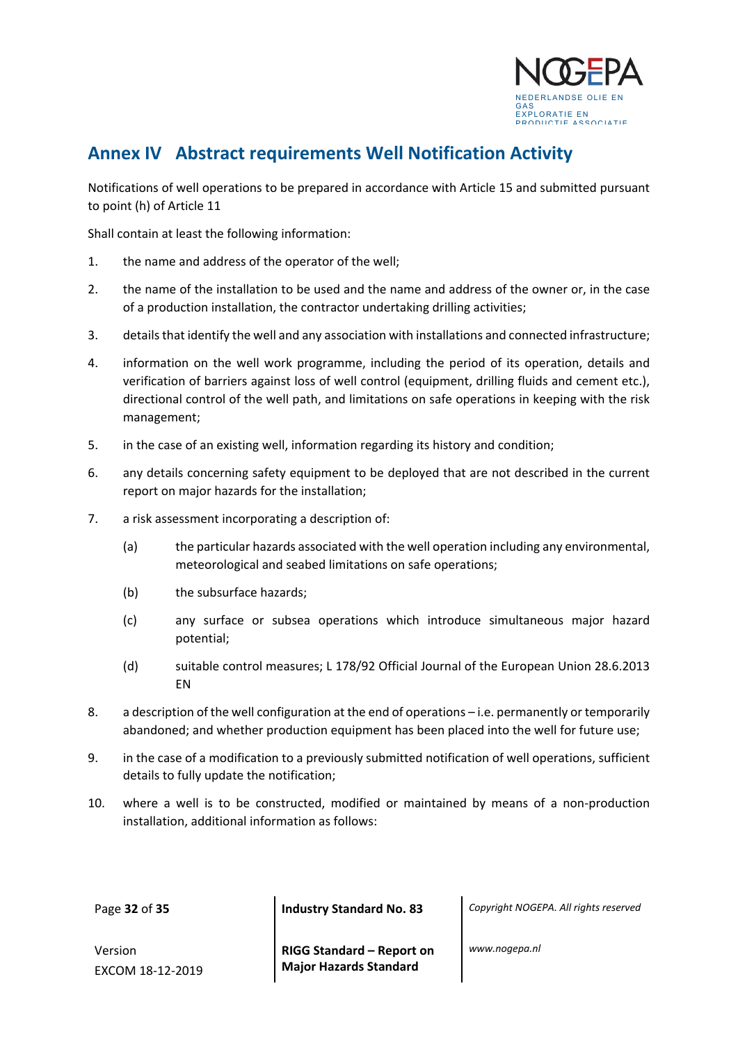## Annex IV Abstract requirements Well Notification Activity

Notifications of well operations to be prepared in accordance with Article 15 and submitted pursuant to point (h) of Article 11

Shall contain at least the following information:

1. the name and address of the operator of the well;
2. the name of the installation to be used and the name and address of the owner or, in the case of a production installation, the contractor undertaking drilling activities;
3. details that identify the well and any association with installations and connected infrastructure;
4. information on the well work programme, including the period of its operation, details and verification of barriers against loss of well control (equipment, drilling fluids and cement etc.), directional control of the well path, and limitations on safe operations in keeping with the risk management;
5. in the case of an existing well, information regarding its history and condition;
6. any details concerning safety equipment to be deployed that are not described in the current report on major hazards for the installation;
7. a risk assessment incorporating a description of:
   - (a) the particular hazards associated with the well operation including any environmental, meteorological and seabed limitations on safe operations;
   - (b) the subsurface hazards;
   - (c) any surface or subsea operations which introduce simultaneous major hazard potential;
   - (d) suitable control measures; L 178/92 Official Journal of the European Union 28.6.2013 EN
8. a description of the well configuration at the end of operations – i.e. permanently or temporarily abandoned; and whether production equipment has been placed into the well for future use;
9. in the case of a modification to a previously submitted notification of well operations, sufficient details to fully update the notification;
10. where a well is to be constructed, modified or maintained by means of a non-production installation, additional information as follows: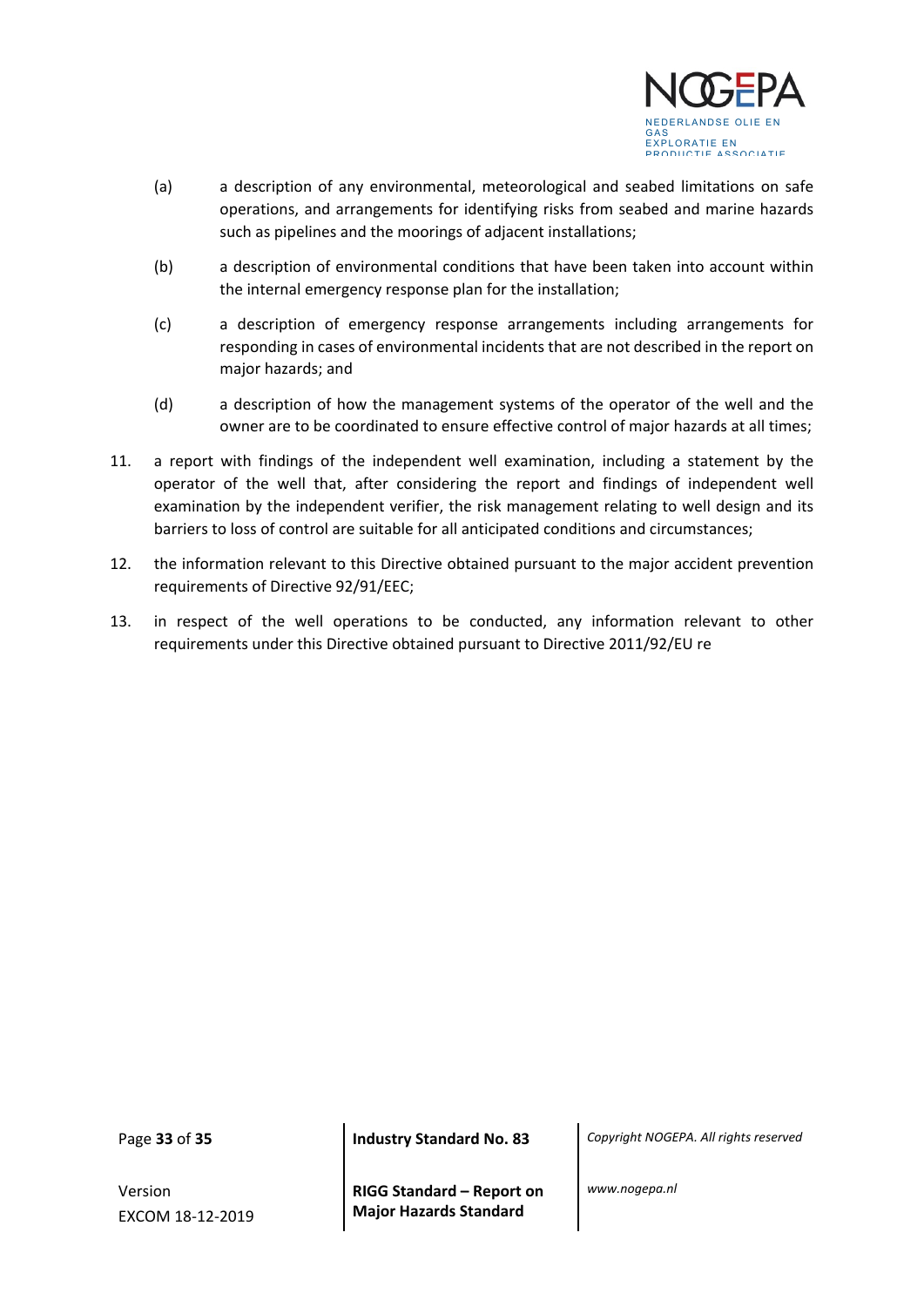(a) a description of any environmental, meteorological and seabed limitations on safe operations, and arrangements for identifying risks from seabed and marine hazards such as pipelines and the moorings of adjacent installations;

(b) a description of environmental conditions that have been taken into account within the internal emergency response plan for the installation;

(c) a description of emergency response arrangements including arrangements for responding in cases of environmental incidents that are not described in the report on major hazards; and

(d) a description of how the management systems of the operator of the well and the owner are to be coordinated to ensure effective control of major hazards at all times;

11. a report with findings of the independent well examination, including a statement by the operator of the well that, after considering the report and findings of independent well examination by the independent verifier, the risk management relating to well design and its barriers to loss of control are suitable for all anticipated conditions and circumstances;

12. the information relevant to this Directive obtained pursuant to the major accident prevention requirements of Directive 92/91/EEC;

13. in respect of the well operations to be conducted, any information relevant to other requirements under this Directive obtained pursuant to Directive 2011/92/EU re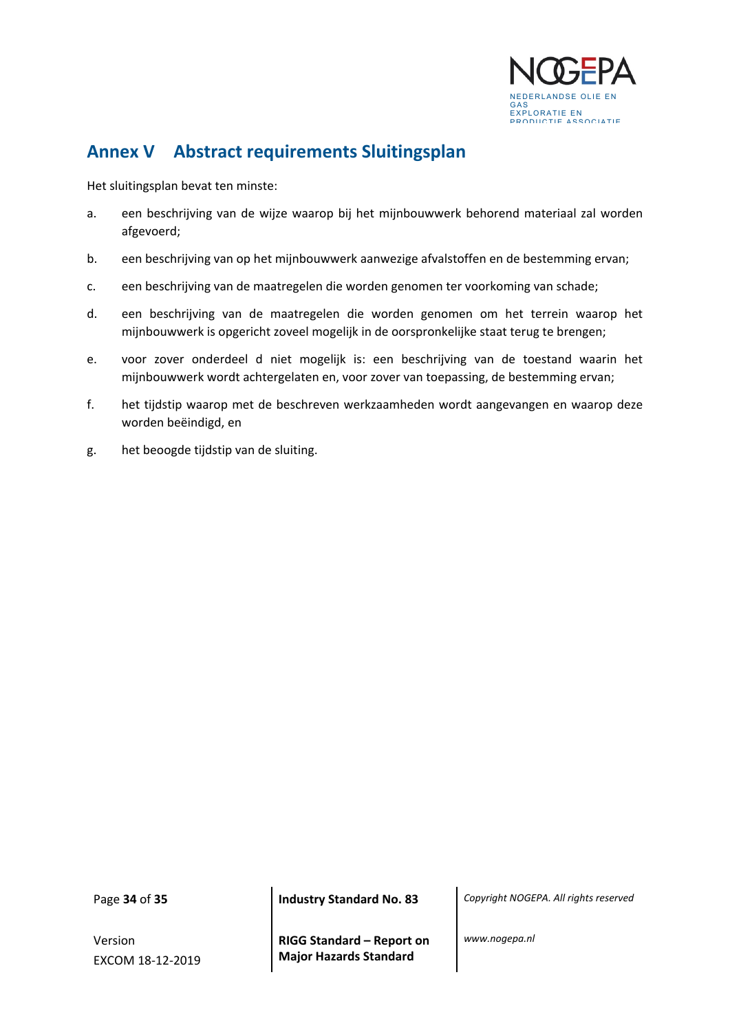## Annex V Abstract requirements Sluitingsplan

Het sluitingsplan bevat ten minste:

a. een beschrijving van de wijze waarop bij het mijnbouwwerk behorend materiaal zal worden afgevoerd;

b. een beschrijving van op het mijnbouwwerk aanwezige afvalstoffen en de bestemming ervan;

c. een beschrijving van de maatregelen die worden genomen ter voorkoming van schade;

d. een beschrijving van de maatregelen die worden genomen om het terrein waarop het mijnbouwwerk is opgericht zoveel mogelijk in de oorspronkelijke staat terug te brengen;

e. voor zover onderdeel d niet mogelijk is: een beschrijving van de toestand waarin het mijnbouwwerk wordt achtergelaten en, voor zover van toepassing, de bestemming ervan;

f. het tijdstip waarop met de beschreven werkzaamheden wordt aangevangen en waarop deze worden beëindigd, en

g. het beoogde tijdstip van de sluiting.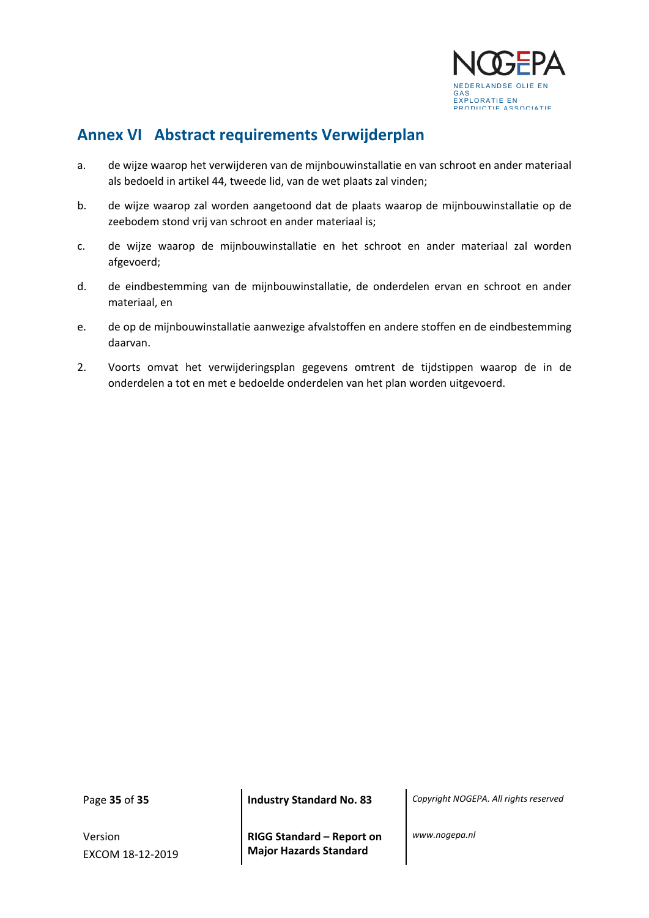## Annex VI Abstract requirements Verwijderplan

a. de wijze waarop het verwijderen van de mijnbouwinstallatie en van schroot en ander materiaal als bedoeld in artikel 44, tweede lid, van de wet plaats zal vinden;

b. de wijze waarop zal worden aangetoond dat de plaats waarop de mijnbouwinstallatie op de zeebodem stond vrij van schroot en ander materiaal is;

c. de wijze waarop de mijnbouwinstallatie en het schroot en ander materiaal zal worden afgevoerd;

d. de eindbestemming van de mijnbouwinstallatie, de onderdelen ervan en schroot en ander materiaal, en

e. de op de mijnbouwinstallatie aanwezige afvalstoffen en andere stoffen en de eindbestemming daarvan.

2. Voorts omvat het verwijderingsplan gegevens omtrent de tijdstippen waarop de in de onderdelen a tot en met e bedoelde onderdelen van het plan worden uitgevoerd.